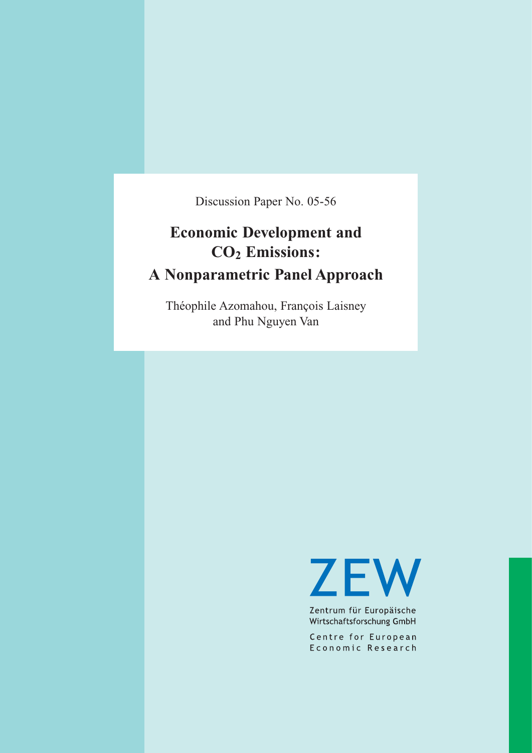Discussion Paper No. 05-56

# Economic Development and $CO_2$ Emissions: A Nonparametric Panel Approach

Théophile Azomahou, François Laisney and Phu Nguyen Van

ZEW

Zentrum für Europäische Wirtschaftsforschung GmbH

Centre for European Economic Research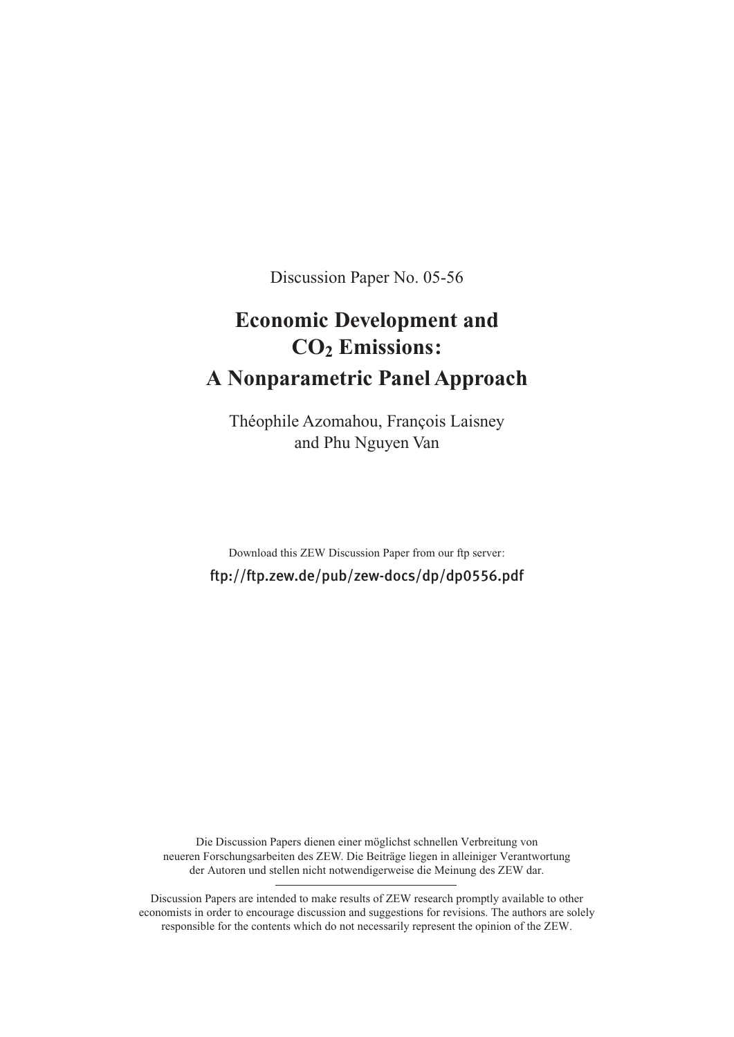Discussion Paper No. 05-56

# Economic Development and $CO_2$ Emissions: A Nonparametric Panel Approach

Théophile Azomahou, François Laisney and Phu Nguyen Van

Download this ZEW Discussion Paper from our ftp server:

ftp://ftp.zew.de/pub/zew-docs/dp/dp0556.pdf

Die Discussion Papers dienen einer möglichst schnellen Verbreitung von neueren Forschungsarbeiten des ZEW. Die Beiträge liegen in alleiniger Verantwortung der Autoren und stellen nicht notwendigerweise die Meinung des ZEW dar.

---

Discussion Papers are intended to make results of ZEW research promptly available to other economists in order to encourage discussion and suggestions for revisions. The authors are solely responsible for the contents which do not necessarily represent the opinion of the ZEW.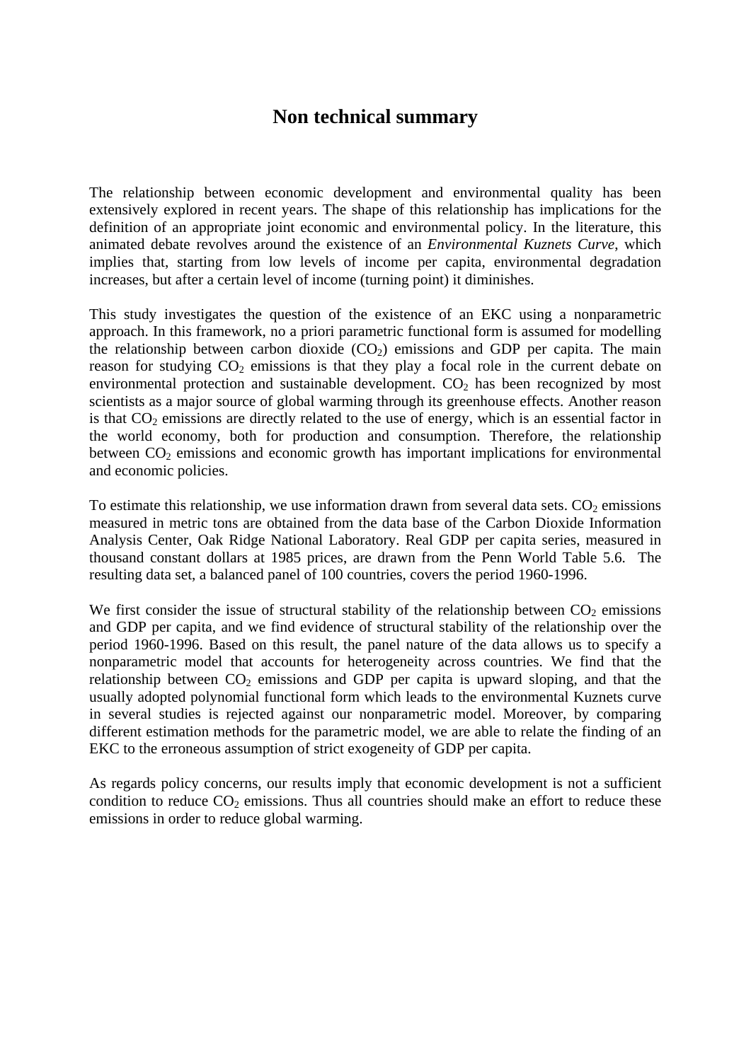# Non technical summary

The relationship between economic development and environmental quality has been extensively explored in recent years. The shape of this relationship has implications for the definition of an appropriate joint economic and environmental policy. In the literature, this animated debate revolves around the existence of an *Environmental Kuznets Curve*, which implies that, starting from low levels of income per capita, environmental degradation increases, but after a certain level of income (turning point) it diminishes.

This study investigates the question of the existence of an EKC using a nonparametric approach. In this framework, no a priori parametric functional form is assumed for modelling the relationship between carbon dioxide ($CO_2$) emissions and GDP per capita. The main reason for studying $CO_2$ emissions is that they play a focal role in the current debate on environmental protection and sustainable development. $CO_2$ has been recognized by most scientists as a major source of global warming through its greenhouse effects. Another reason is that $CO_2$ emissions are directly related to the use of energy, which is an essential factor in the world economy, both for production and consumption. Therefore, the relationship between $CO_2$ emissions and economic growth has important implications for environmental and economic policies.

To estimate this relationship, we use information drawn from several data sets. $CO_2$ emissions measured in metric tons are obtained from the data base of the Carbon Dioxide Information Analysis Center, Oak Ridge National Laboratory. Real GDP per capita series, measured in thousand constant dollars at 1985 prices, are drawn from the Penn World Table 5.6. The resulting data set, a balanced panel of 100 countries, covers the period 1960-1996.

We first consider the issue of structural stability of the relationship between $CO_2$ emissions and GDP per capita, and we find evidence of structural stability of the relationship over the period 1960-1996. Based on this result, the panel nature of the data allows us to specify a nonparametric model that accounts for heterogeneity across countries. We find that the relationship between $CO_2$ emissions and GDP per capita is upward sloping, and that the usually adopted polynomial functional form which leads to the environmental Kuznets curve in several studies is rejected against our nonparametric model. Moreover, by comparing different estimation methods for the parametric model, we are able to relate the finding of an EKC to the erroneous assumption of strict exogeneity of GDP per capita.

As regards policy concerns, our results imply that economic development is not a sufficient condition to reduce $CO_2$ emissions. Thus all countries should make an effort to reduce these emissions in order to reduce global warming.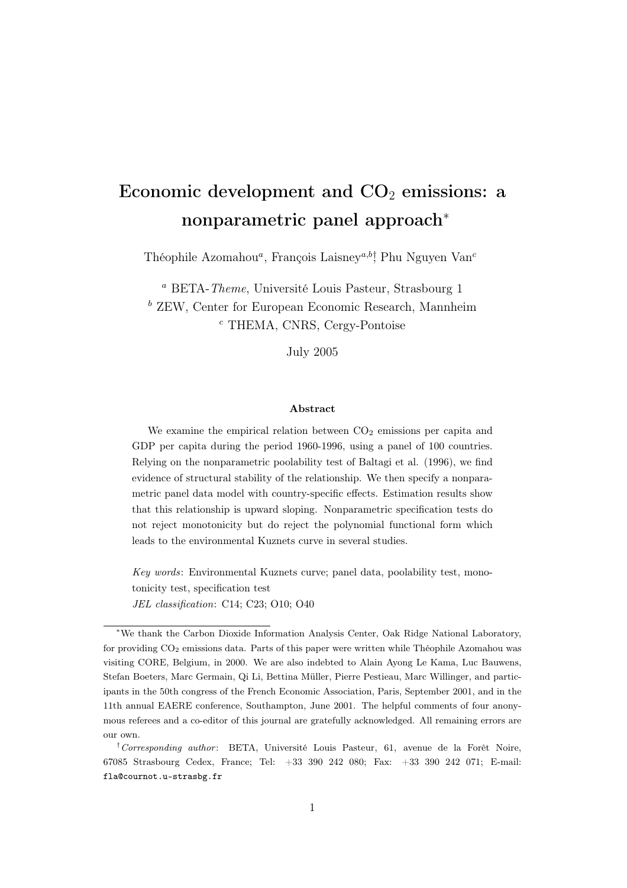# Economic development and $CO_2$ emissions: a nonparametric panel approach*

Théophile Azomahou[a], François Laisney[a,b]†, Phu Nguyen Van[c]

[a] BETA-*Theme*, Université Louis Pasteur, Strasbourg 1
[b] ZEW, Center for European Economic Research, Mannheim
[c] THEMA, CNRS, Cergy-Pontoise

July 2005

**Abstract**

We examine the empirical relation between $CO_2$ emissions per capita and GDP per capita during the period 1960-1996, using a panel of 100 countries. Relying on the nonparametric poolability test of Baltagi et al. (1996), we find evidence of structural stability of the relationship. We then specify a nonparametric panel data model with country-specific effects. Estimation results show that this relationship is upward sloping. Nonparametric specification tests do not reject monotonicity but do reject the polynomial functional form which leads to the environmental Kuznets curve in several studies.

*Key words*: Environmental Kuznets curve; panel data, poolability test, monotonicity test, specification test
*JEL classification*: C14; C23; O10; O40

---

*We thank the Carbon Dioxide Information Analysis Center, Oak Ridge National Laboratory, for providing $CO_2$ emissions data. Parts of this paper were written while Théophile Azomahou was visiting CORE, Belgium, in 2000. We are also indebted to Alain Ayong Le Kama, Luc Bauwens, Stefan Boeters, Marc Germain, Qi Li, Bettina Müller, Pierre Pestieau, Marc Willinger, and participants in the 50th congress of the French Economic Association, Paris, September 2001, and in the 11th annual EAERE conference, Southampton, June 2001. The helpful comments of four anonymous referees and a co-editor of this journal are gratefully acknowledged. All remaining errors are our own.

†*Corresponding author*: BETA, Université Louis Pasteur, 61, avenue de la Forêt Noire, 67085 Strasbourg Cedex, France; Tel: +33 390 242 080; Fax: +33 390 242 071; E-mail: fla@cournot.u-strasbg.fr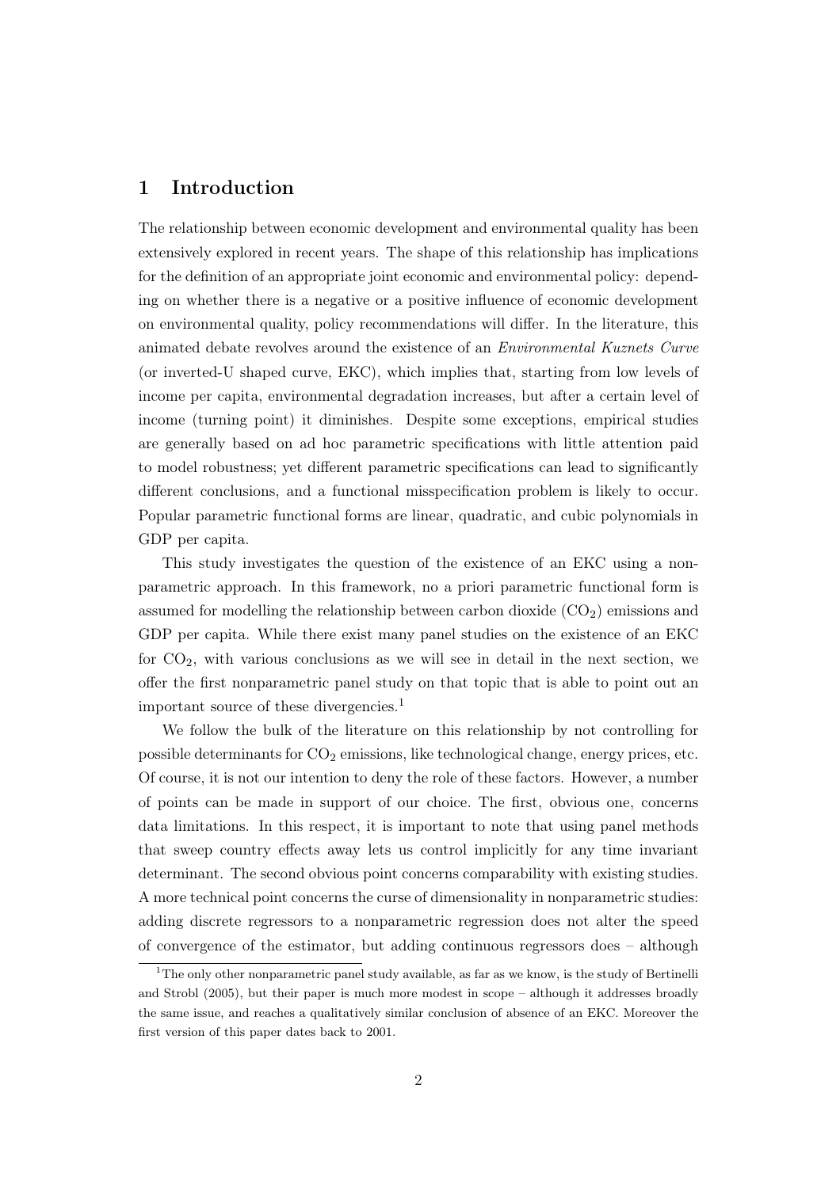# 1 Introduction

The relationship between economic development and environmental quality has been extensively explored in recent years. The shape of this relationship has implications for the definition of an appropriate joint economic and environmental policy: depending on whether there is a negative or a positive influence of economic development on environmental quality, policy recommendations will differ. In the literature, this animated debate revolves around the existence of an *Environmental Kuznets Curve* (or inverted-U shaped curve, EKC), which implies that, starting from low levels of income per capita, environmental degradation increases, but after a certain level of income (turning point) it diminishes. Despite some exceptions, empirical studies are generally based on ad hoc parametric specifications with little attention paid to model robustness; yet different parametric specifications can lead to significantly different conclusions, and a functional misspecification problem is likely to occur. Popular parametric functional forms are linear, quadratic, and cubic polynomials in GDP per capita.

This study investigates the question of the existence of an EKC using a nonparametric approach. In this framework, no a priori parametric functional form is assumed for modelling the relationship between carbon dioxide ($CO_2$) emissions and GDP per capita. While there exist many panel studies on the existence of an EKC for $CO_2$, with various conclusions as we will see in detail in the next section, we offer the first nonparametric panel study on that topic that is able to point out an important source of these divergencies.[1]

We follow the bulk of the literature on this relationship by not controlling for possible determinants for $CO_2$ emissions, like technological change, energy prices, etc. Of course, it is not our intention to deny the role of these factors. However, a number of points can be made in support of our choice. The first, obvious one, concerns data limitations. In this respect, it is important to note that using panel methods that sweep country effects away lets us control implicitly for any time invariant determinant. The second obvious point concerns comparability with existing studies. A more technical point concerns the curse of dimensionality in nonparametric studies: adding discrete regressors to a nonparametric regression does not alter the speed of convergence of the estimator, but adding continuous regressors does – although

[1] The only other nonparametric panel study available, as far as we know, is the study of Bertinelli and Strobl (2005), but their paper is much more modest in scope – although it addresses broadly the same issue, and reaches a qualitatively similar conclusion of absence of an EKC. Moreover the first version of this paper dates back to 2001.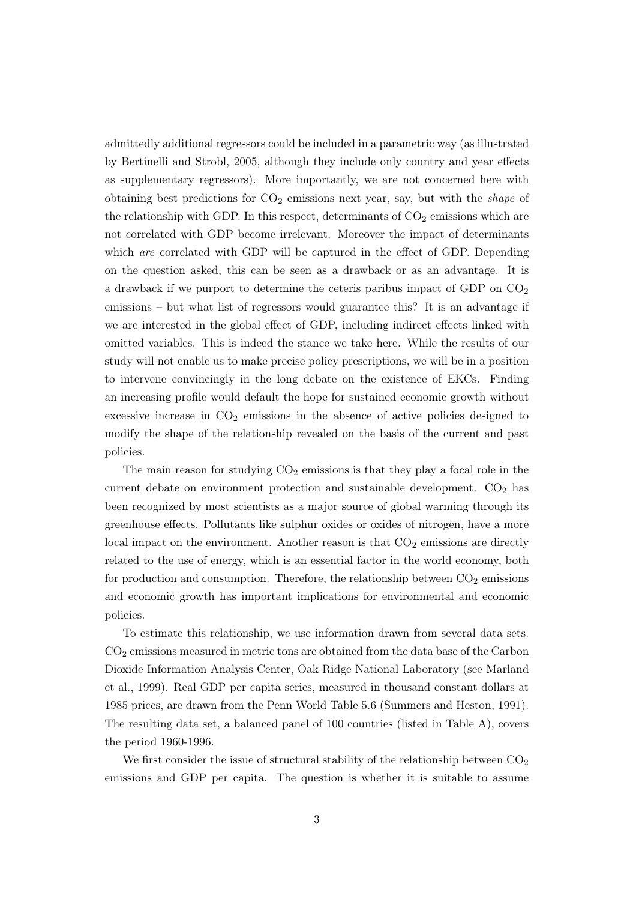admittedly additional regressors could be included in a parametric way (as illustrated by Bertinelli and Strobl, 2005, although they include only country and year effects as supplementary regressors). More importantly, we are not concerned here with obtaining best predictions for $CO_2$ emissions next year, say, but with the *shape* of the relationship with GDP. In this respect, determinants of $CO_2$ emissions which are not correlated with GDP become irrelevant. Moreover the impact of determinants which *are* correlated with GDP will be captured in the effect of GDP. Depending on the question asked, this can be seen as a drawback or as an advantage. It is a drawback if we purport to determine the ceteris paribus impact of GDP on $CO_2$ emissions – but what list of regressors would guarantee this? It is an advantage if we are interested in the global effect of GDP, including indirect effects linked with omitted variables. This is indeed the stance we take here. While the results of our study will not enable us to make precise policy prescriptions, we will be in a position to intervene convincingly in the long debate on the existence of EKCs. Finding an increasing profile would default the hope for sustained economic growth without excessive increase in $CO_2$ emissions in the absence of active policies designed to modify the shape of the relationship revealed on the basis of the current and past policies.

The main reason for studying $CO_2$ emissions is that they play a focal role in the current debate on environment protection and sustainable development. $CO_2$ has been recognized by most scientists as a major source of global warming through its greenhouse effects. Pollutants like sulphur oxides or oxides of nitrogen, have a more local impact on the environment. Another reason is that $CO_2$ emissions are directly related to the use of energy, which is an essential factor in the world economy, both for production and consumption. Therefore, the relationship between $CO_2$ emissions and economic growth has important implications for environmental and economic policies.

To estimate this relationship, we use information drawn from several data sets. $CO_2$ emissions measured in metric tons are obtained from the data base of the Carbon Dioxide Information Analysis Center, Oak Ridge National Laboratory (see Marland et al., 1999). Real GDP per capita series, measured in thousand constant dollars at 1985 prices, are drawn from the Penn World Table 5.6 (Summers and Heston, 1991). The resulting data set, a balanced panel of 100 countries (listed in Table A), covers the period 1960-1996.

We first consider the issue of structural stability of the relationship between $CO_2$ emissions and GDP per capita. The question is whether it is suitable to assume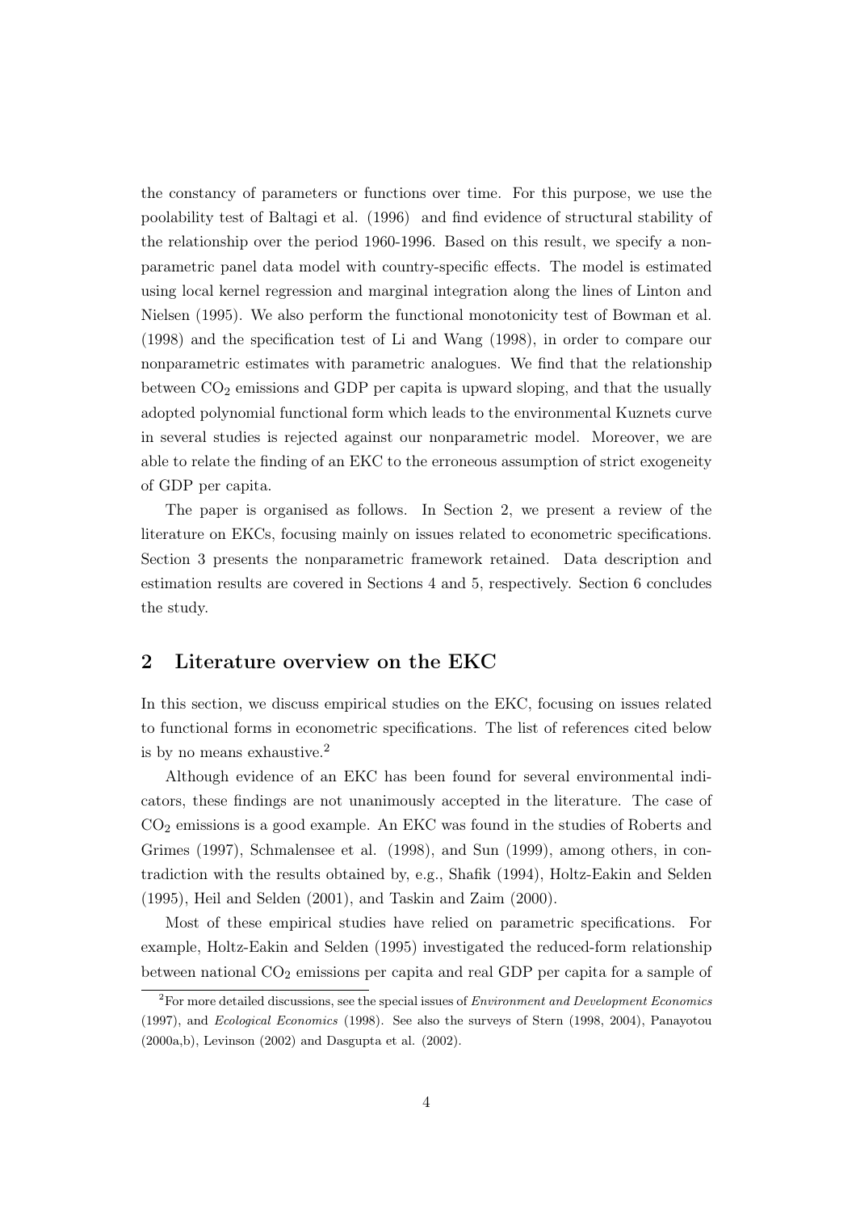the constancy of parameters or functions over time. For this purpose, we use the poolability test of Baltagi et al. (1996) and find evidence of structural stability of the relationship over the period 1960-1996. Based on this result, we specify a nonparametric panel data model with country-specific effects. The model is estimated using local kernel regression and marginal integration along the lines of Linton and Nielsen (1995). We also perform the functional monotonicity test of Bowman et al. (1998) and the specification test of Li and Wang (1998), in order to compare our nonparametric estimates with parametric analogues. We find that the relationship between $CO_2$ emissions and GDP per capita is upward sloping, and that the usually adopted polynomial functional form which leads to the environmental Kuznets curve in several studies is rejected against our nonparametric model. Moreover, we are able to relate the finding of an EKC to the erroneous assumption of strict exogeneity of GDP per capita.

The paper is organised as follows. In Section 2, we present a review of the literature on EKCs, focusing mainly on issues related to econometric specifications. Section 3 presents the nonparametric framework retained. Data description and estimation results are covered in Sections 4 and 5, respectively. Section 6 concludes the study.

## 2 Literature overview on the EKC

In this section, we discuss empirical studies on the EKC, focusing on issues related to functional forms in econometric specifications. The list of references cited below is by no means exhaustive.[2]

Although evidence of an EKC has been found for several environmental indicators, these findings are not unanimously accepted in the literature. The case of $CO_2$ emissions is a good example. An EKC was found in the studies of Roberts and Grimes (1997), Schmalensee et al. (1998), and Sun (1999), among others, in contradiction with the results obtained by, e.g., Shafik (1994), Holtz-Eakin and Selden (1995), Heil and Selden (2001), and Taskin and Zaim (2000).

Most of these empirical studies have relied on parametric specifications. For example, Holtz-Eakin and Selden (1995) investigated the reduced-form relationship between national $CO_2$ emissions per capita and real GDP per capita for a sample of

[2]For more detailed discussions, see the special issues of *Environment and Development Economics* (1997), and *Ecological Economics* (1998). See also the surveys of Stern (1998, 2004), Panayotou (2000a,b), Levinson (2002) and Dasgupta et al. (2002).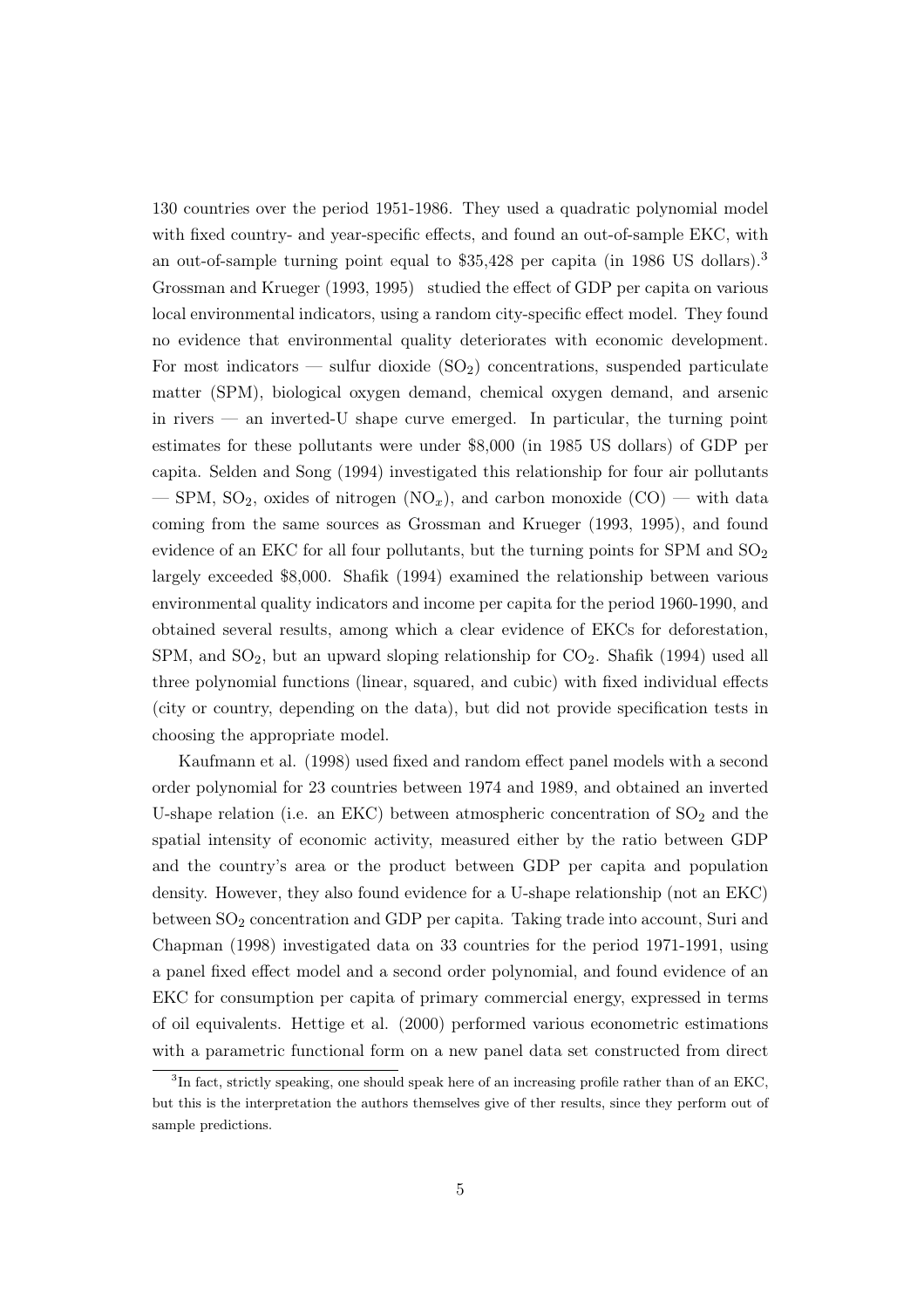130 countries over the period 1951-1986. They used a quadratic polynomial model with fixed country- and year-specific effects, and found an out-of-sample EKC, with an out-of-sample turning point equal to \$35,428 per capita (in 1986 US dollars).[3] Grossman and Krueger (1993, 1995) studied the effect of GDP per capita on various local environmental indicators, using a random city-specific effect model. They found no evidence that environmental quality deteriorates with economic development. For most indicators — sulfur dioxide ($SO_2$) concentrations, suspended particulate matter (SPM), biological oxygen demand, chemical oxygen demand, and arsenic in rivers — an inverted-U shape curve emerged. In particular, the turning point estimates for these pollutants were under \$8,000 (in 1985 US dollars) of GDP per capita. Selden and Song (1994) investigated this relationship for four air pollutants — SPM, $SO_2$, oxides of nitrogen ($NO_x$), and carbon monoxide (CO) — with data coming from the same sources as Grossman and Krueger (1993, 1995), and found evidence of an EKC for all four pollutants, but the turning points for SPM and $SO_2$ largely exceeded \$8,000. Shafik (1994) examined the relationship between various environmental quality indicators and income per capita for the period 1960-1990, and obtained several results, among which a clear evidence of EKCs for deforestation, SPM, and $SO_2$, but an upward sloping relationship for $CO_2$. Shafik (1994) used all three polynomial functions (linear, squared, and cubic) with fixed individual effects (city or country, depending on the data), but did not provide specification tests in choosing the appropriate model.

Kaufmann et al. (1998) used fixed and random effect panel models with a second order polynomial for 23 countries between 1974 and 1989, and obtained an inverted U-shape relation (i.e. an EKC) between atmospheric concentration of $SO_2$ and the spatial intensity of economic activity, measured either by the ratio between GDP and the country's area or the product between GDP per capita and population density. However, they also found evidence for a U-shape relationship (not an EKC) between $SO_2$ concentration and GDP per capita. Taking trade into account, Suri and Chapman (1998) investigated data on 33 countries for the period 1971-1991, using a panel fixed effect model and a second order polynomial, and found evidence of an EKC for consumption per capita of primary commercial energy, expressed in terms of oil equivalents. Hettige et al. (2000) performed various econometric estimations with a parametric functional form on a new panel data set constructed from direct

[3] In fact, strictly speaking, one should speak here of an increasing profile rather than of an EKC, but this is the interpretation the authors themselves give of ther results, since they perform out of sample predictions.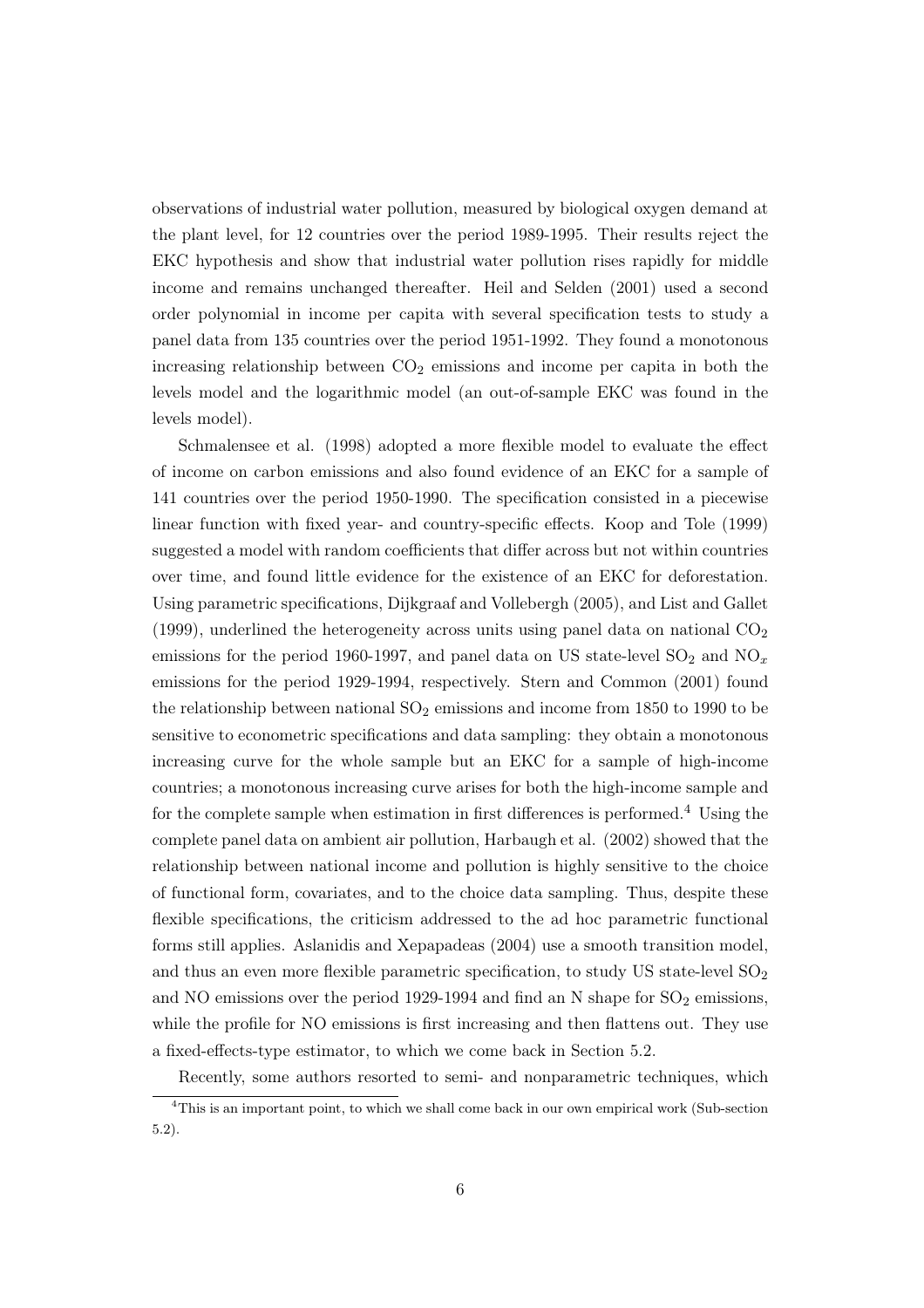observations of industrial water pollution, measured by biological oxygen demand at the plant level, for 12 countries over the period 1989-1995. Their results reject the EKC hypothesis and show that industrial water pollution rises rapidly for middle income and remains unchanged thereafter. Heil and Selden (2001) used a second order polynomial in income per capita with several specification tests to study a panel data from 135 countries over the period 1951-1992. They found a monotonous increasing relationship between $CO_2$ emissions and income per capita in both the levels model and the logarithmic model (an out-of-sample EKC was found in the levels model).

Schmalensee et al. (1998) adopted a more flexible model to evaluate the effect of income on carbon emissions and also found evidence of an EKC for a sample of 141 countries over the period 1950-1990. The specification consisted in a piecewise linear function with fixed year- and country-specific effects. Koop and Tole (1999) suggested a model with random coefficients that differ across but not within countries over time, and found little evidence for the existence of an EKC for deforestation. Using parametric specifications, Dijkgraaf and Vollebergh (2005), and List and Gallet (1999), underlined the heterogeneity across units using panel data on national $CO_2$ emissions for the period 1960-1997, and panel data on US state-level $SO_2$ and $NO_x$ emissions for the period 1929-1994, respectively. Stern and Common (2001) found the relationship between national $SO_2$ emissions and income from 1850 to 1990 to be sensitive to econometric specifications and data sampling: they obtain a monotonous increasing curve for the whole sample but an EKC for a sample of high-income countries; a monotonous increasing curve arises for both the high-income sample and for the complete sample when estimation in first differences is performed.[4] Using the complete panel data on ambient air pollution, Harbaugh et al. (2002) showed that the relationship between national income and pollution is highly sensitive to the choice of functional form, covariates, and to the choice data sampling. Thus, despite these flexible specifications, the criticism addressed to the ad hoc parametric functional forms still applies. Aslanidis and Xepapadeas (2004) use a smooth transition model, and thus an even more flexible parametric specification, to study US state-level $SO_2$ and NO emissions over the period 1929-1994 and find an N shape for $SO_2$ emissions, while the profile for NO emissions is first increasing and then flattens out. They use a fixed-effects-type estimator, to which we come back in Section 5.2.

Recently, some authors resorted to semi- and nonparametric techniques, which

[4] This is an important point, to which we shall come back in our own empirical work (Sub-section 5.2).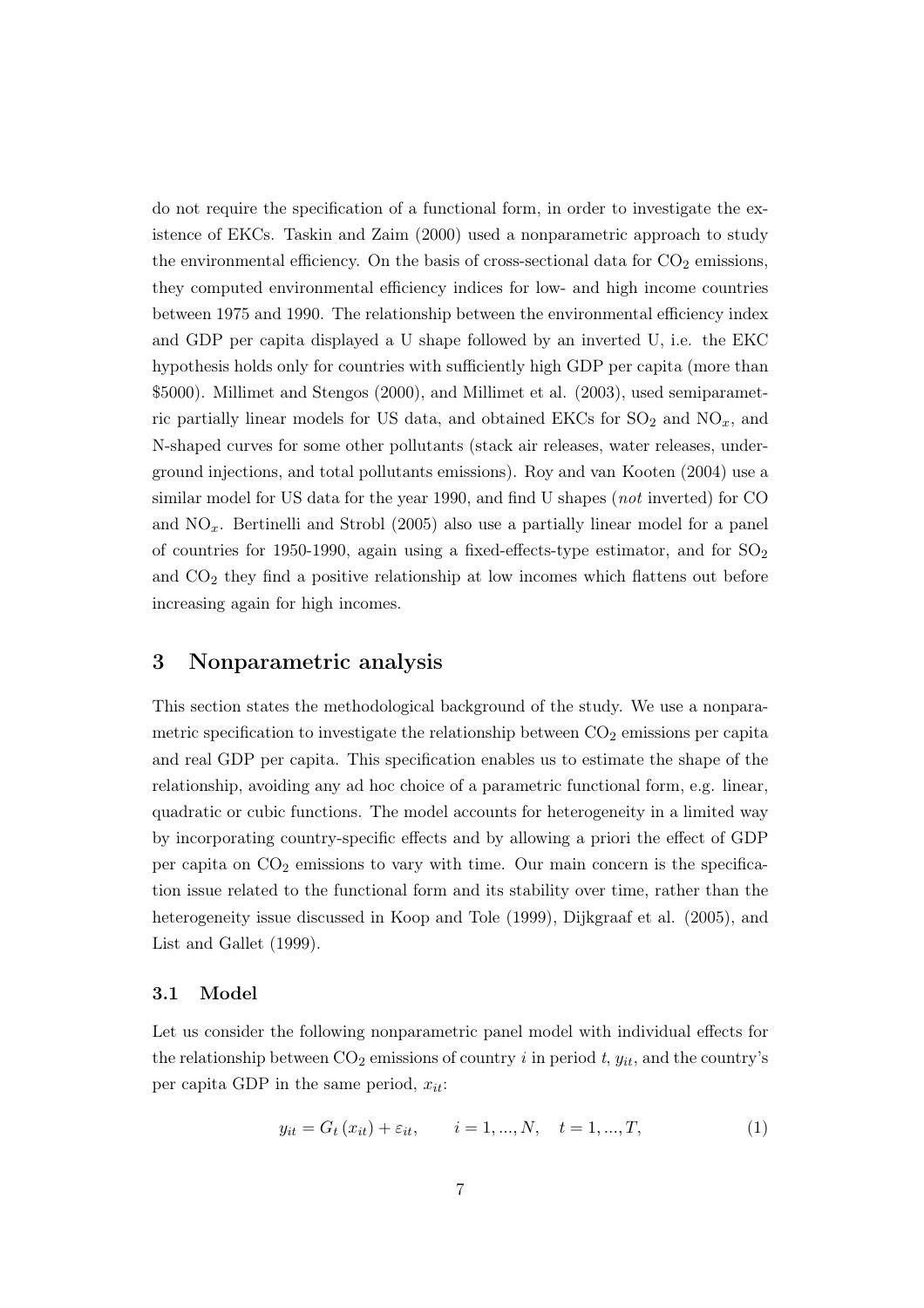do not require the specification of a functional form, in order to investigate the existence of EKCs. Taskin and Zaim (2000) used a nonparametric approach to study the environmental efficiency. On the basis of cross-sectional data for $CO_2$ emissions, they computed environmental efficiency indices for low- and high income countries between 1975 and 1990. The relationship between the environmental efficiency index and GDP per capita displayed a U shape followed by an inverted U, i.e. the EKC hypothesis holds only for countries with sufficiently high GDP per capita (more than \$5000). Millimet and Stengos (2000), and Millimet et al. (2003), used semiparametric partially linear models for US data, and obtained EKCs for $SO_2$ and $NO_x$, and N-shaped curves for some other pollutants (stack air releases, water releases, underground injections, and total pollutants emissions). Roy and van Kooten (2004) use a similar model for US data for the year 1990, and find U shapes (*not* inverted) for CO and $NO_x$. Bertinelli and Strobl (2005) also use a partially linear model for a panel of countries for 1950-1990, again using a fixed-effects-type estimator, and for $SO_2$ and $CO_2$ they find a positive relationship at low incomes which flattens out before increasing again for high incomes.

## 3 Nonparametric analysis

This section states the methodological background of the study. We use a nonparametric specification to investigate the relationship between $CO_2$ emissions per capita and real GDP per capita. This specification enables us to estimate the shape of the relationship, avoiding any ad hoc choice of a parametric functional form, e.g. linear, quadratic or cubic functions. The model accounts for heterogeneity in a limited way by incorporating country-specific effects and by allowing a priori the effect of GDP per capita on $CO_2$ emissions to vary with time. Our main concern is the specification issue related to the functional form and its stability over time, rather than the heterogeneity issue discussed in Koop and Tole (1999), Dijkgraaf et al. (2005), and List and Gallet (1999).

### 3.1 Model

Let us consider the following nonparametric panel model with individual effects for the relationship between $CO_2$ emissions of country $i$ in period $t$, $y_{it}$, and the country's per capita GDP in the same period, $x_{it}$:

$$y_{it} = G_t(x_{it}) + \varepsilon_{it}, \qquad i = 1, ..., N, \quad t = 1, ..., T, \tag{1}$$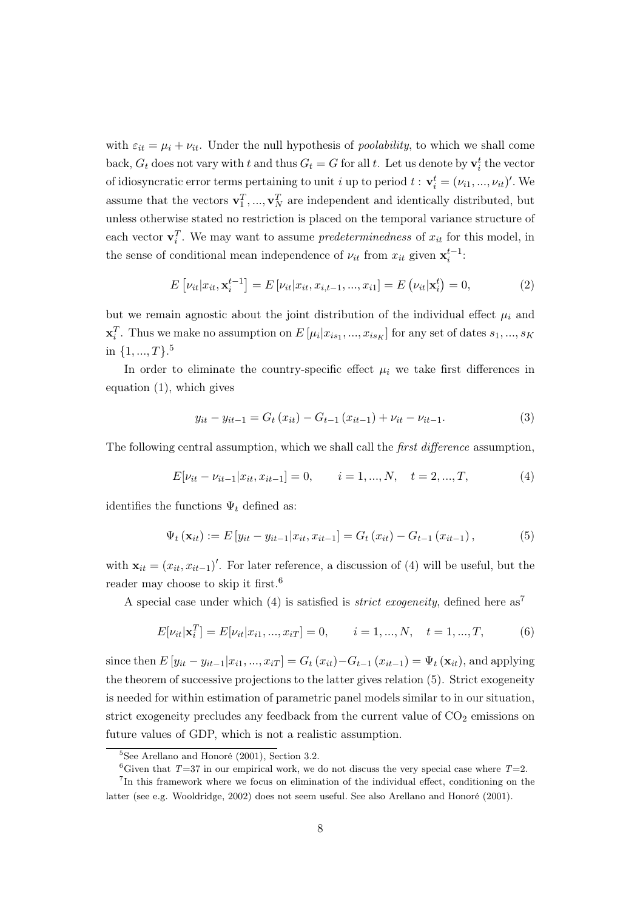with $\varepsilon_{it} = \mu_i + \nu_{it}$. Under the null hypothesis of *poolability*, to which we shall come back, $G_t$ does not vary with $t$ and thus $G_t = G$ for all $t$. Let us denote by $\mathbf{v}_i^t$ the vector of idiosyncratic error terms pertaining to unit $i$ up to period $t$ : $\mathbf{v}_i^t = (\nu_{i1}, ..., \nu_{it})'$. We assume that the vectors $\mathbf{v}_1^T, ..., \mathbf{v}_N^T$ are independent and identically distributed, but unless otherwise stated no restriction is placed on the temporal variance structure of each vector $\mathbf{v}_i^T$. We may want to assume *predeterminedness* of $x_{it}$ for this model, in the sense of conditional mean independence of $\nu_{it}$ from $x_{it}$ given $\mathbf{x}_i^{t-1}$:

$$E\left[\nu_{it}|x_{it}, \mathbf{x}_i^{t-1}\right] = E\left[\nu_{it}|x_{it}, x_{i,t-1}, ..., x_{i1}\right] = E\left(\nu_{it}|\mathbf{x}_i^t\right) = 0, \tag{2}$$

but we remain agnostic about the joint distribution of the individual effect $\mu_i$ and $\mathbf{x}_i^T$. Thus we make no assumption on $E\left[\mu_i|x_{is_1}, ..., x_{is_K}\right]$ for any set of dates $s_1, ..., s_K$ in $\{1, ..., T\}$.[5]

In order to eliminate the country-specific effect $\mu_i$ we take first differences in equation (1), which gives

$$y_{it} - y_{it-1} = G_t\left(x_{it}\right) - G_{t-1}\left(x_{it-1}\right) + \nu_{it} - \nu_{it-1}. \tag{3}$$

The following central assumption, which we shall call the *first difference* assumption,

$$E[\nu_{it} - \nu_{it-1}|x_{it}, x_{it-1}] = 0, \qquad i = 1, ..., N, \quad t = 2, ..., T, \tag{4}$$

identifies the functions $\Psi_t$ defined as:

$$\Psi_t\left(\mathbf{x}_{it}\right) := E\left[y_{it} - y_{it-1}|x_{it}, x_{it-1}\right] = G_t\left(x_{it}\right) - G_{t-1}\left(x_{it-1}\right), \tag{5}$$

with $\mathbf{x}_{it} = (x_{it}, x_{it-1})'$. For later reference, a discussion of (4) will be useful, but the reader may choose to skip it first.[6]

A special case under which (4) is satisfied is *strict exogeneity*, defined here as[7]

$$E[\nu_{it}|\mathbf{x}_i^T] = E[\nu_{it}|x_{i1}, ..., x_{iT}] = 0, \qquad i = 1, ..., N, \quad t = 1, ..., T, \tag{6}$$

since then $E\left[y_{it} - y_{it-1}|x_{i1}, ..., x_{iT}\right] = G_t\left(x_{it}\right) - G_{t-1}\left(x_{it-1}\right) = \Psi_t\left(\mathbf{x}_{it}\right)$, and applying the theorem of successive projections to the latter gives relation (5). Strict exogeneity is needed for within estimation of parametric panel models similar to in our situation, strict exogeneity precludes any feedback from the current value of $CO_2$ emissions on future values of GDP, which is not a realistic assumption.

[5] See Arellano and Honoré (2001), Section 3.2.

[6] Given that $T$=37 in our empirical work, we do not discuss the very special case where $T$=2.

[7] In this framework where we focus on elimination of the individual effect, conditioning on the latter (see e.g. Wooldridge, 2002) does not seem useful. See also Arellano and Honoré (2001).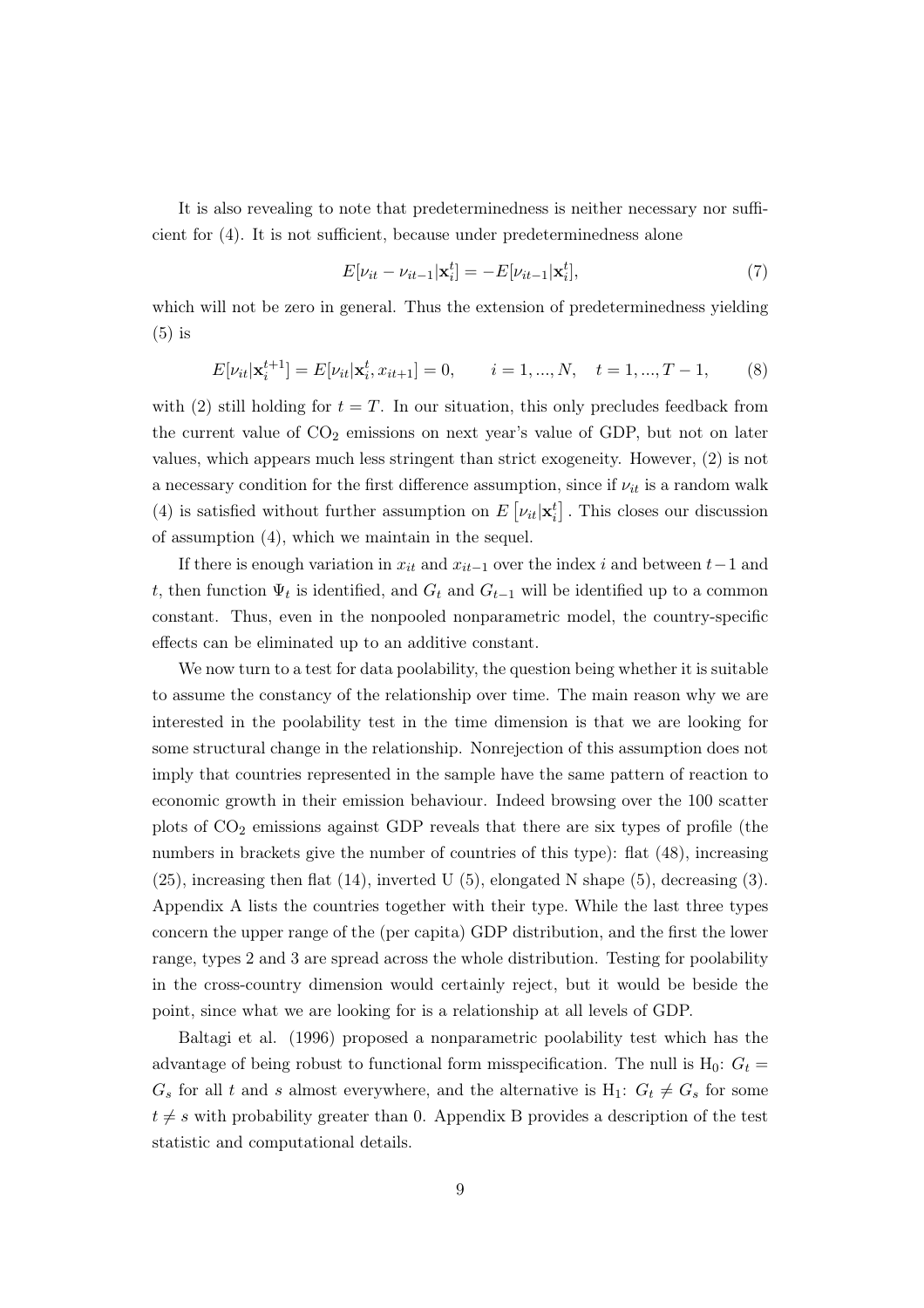It is also revealing to note that predeterminedness is neither necessary nor sufficient for (4). It is not sufficient, because under predeterminedness alone

$$E[\nu_{it} - \nu_{it-1}|\mathbf{x}_i^t] = -E[\nu_{it-1}|\mathbf{x}_i^t], \tag{7}$$

which will not be zero in general. Thus the extension of predeterminedness yielding (5) is

$$E[\nu_{it}|\mathbf{x}_i^{t+1}] = E[\nu_{it}|\mathbf{x}_i^t, x_{it+1}] = 0, \qquad i = 1, ..., N, \quad t = 1, ..., T-1, \tag{8}$$

with (2) still holding for $t = T$. In our situation, this only precludes feedback from the current value of $CO_2$ emissions on next year's value of GDP, but not on later values, which appears much less stringent than strict exogeneity. However, (2) is not a necessary condition for the first difference assumption, since if $\nu_{it}$ is a random walk (4) is satisfied without further assumption on $E\left[\nu_{it}|\mathbf{x}_i^t\right]$. This closes our discussion of assumption (4), which we maintain in the sequel.

If there is enough variation in $x_{it}$ and $x_{it-1}$ over the index $i$ and between $t-1$ and $t$, then function $\Psi_t$ is identified, and $G_t$ and $G_{t-1}$ will be identified up to a common constant. Thus, even in the nonpooled nonparametric model, the country-specific effects can be eliminated up to an additive constant.

We now turn to a test for data poolability, the question being whether it is suitable to assume the constancy of the relationship over time. The main reason why we are interested in the poolability test in the time dimension is that we are looking for some structural change in the relationship. Nonrejection of this assumption does not imply that countries represented in the sample have the same pattern of reaction to economic growth in their emission behaviour. Indeed browsing over the 100 scatter plots of $CO_2$ emissions against GDP reveals that there are six types of profile (the numbers in brackets give the number of countries of this type): flat (48), increasing (25), increasing then flat (14), inverted U (5), elongated N shape (5), decreasing (3). Appendix A lists the countries together with their type. While the last three types concern the upper range of the (per capita) GDP distribution, and the first the lower range, types 2 and 3 are spread across the whole distribution. Testing for poolability in the cross-country dimension would certainly reject, but it would be beside the point, since what we are looking for is a relationship at all levels of GDP.

Baltagi et al. (1996) proposed a nonparametric poolability test which has the advantage of being robust to functional form misspecification. The null is $\text{H}_0$: $G_t = G_s$ for all $t$ and $s$ almost everywhere, and the alternative is $\text{H}_1$: $G_t \neq G_s$ for some $t \neq s$ with probability greater than 0. Appendix B provides a description of the test statistic and computational details.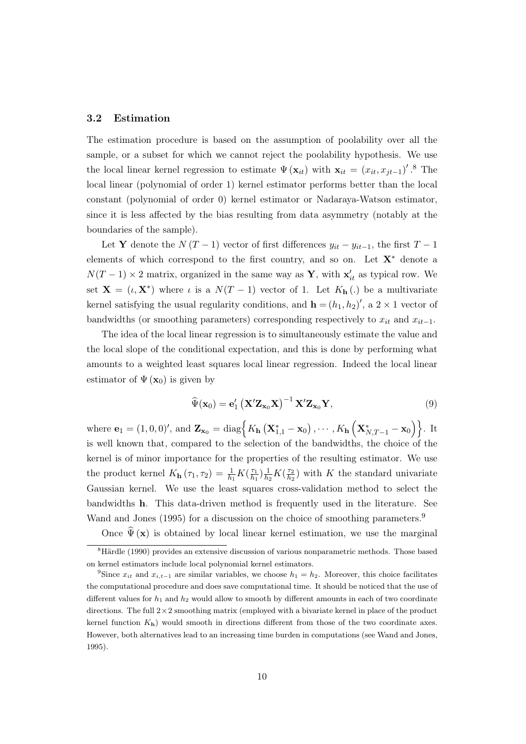### 3.2 Estimation

The estimation procedure is based on the assumption of poolability over all the sample, or a subset for which we cannot reject the poolability hypothesis. We use the local linear kernel regression to estimate $\Psi(\mathbf{x}_{it})$ with $\mathbf{x}_{it} = (x_{it}, x_{jt-1})'$.[8] The local linear (polynomial of order 1) kernel estimator performs better than the local constant (polynomial of order 0) kernel estimator or Nadaraya-Watson estimator, since it is less affected by the bias resulting from data asymmetry (notably at the boundaries of the sample).

Let $\mathbf{Y}$ denote the $N(T-1)$ vector of first differences $y_{it} - y_{it-1}$, the first $T-1$ elements of which correspond to the first country, and so on. Let $\mathbf{X}^*$ denote a $N(T-1) \times 2$ matrix, organized in the same way as $\mathbf{Y}$, with $\mathbf{x}_{it}'$ as typical row. We set $\mathbf{X} = (\iota, \mathbf{X}^*)$ where $\iota$ is a $N(T-1)$ vector of 1. Let $K_{\mathbf{h}}(.)$ be a multivariate kernel satisfying the usual regularity conditions, and $\mathbf{h} = (h_1, h_2)'$, a $2 \times 1$ vector of bandwidths (or smoothing parameters) corresponding respectively to $x_{it}$ and $x_{it-1}$.

The idea of the local linear regression is to simultaneously estimate the value and the local slope of the conditional expectation, and this is done by performing what amounts to a weighted least squares local linear regression. Indeed the local linear estimator of $\Psi(\mathbf{x}_0)$ is given by

$$\widehat{\Psi}(\mathbf{x}_0) = \mathbf{e}_1' \left(\mathbf{X}'\mathbf{Z}_{\mathbf{x}_0}\mathbf{X}\right)^{-1} \mathbf{X}'\mathbf{Z}_{\mathbf{x}_0}\mathbf{Y}, \tag{9}$$

where $\mathbf{e}_1 = (1, 0, 0)'$, and $\mathbf{Z}_{\mathbf{x}_0} = \text{diag}\Big\{K_{\mathbf{h}}\left(\mathbf{X}_{1,1}^* - \mathbf{x}_0\right), \cdots, K_{\mathbf{h}}\left(\mathbf{X}_{N,T-1}^* - \mathbf{x}_0\right)\Big\}$. It is well known that, compared to the selection of the bandwidths, the choice of the kernel is of minor importance for the properties of the resulting estimator. We use the product kernel $K_{\mathbf{h}}(\tau_1, \tau_2) = \frac{1}{h_1}K(\frac{\tau_1}{h_1})\frac{1}{h_2}K(\frac{\tau_2}{h_2})$ with $K$ the standard univariate Gaussian kernel. We use the least squares cross-validation method to select the bandwidths $\mathbf{h}$. This data-driven method is frequently used in the literature. See Wand and Jones (1995) for a discussion on the choice of smoothing parameters.[9]

Once $\widehat{\Psi}(\mathbf{x})$ is obtained by local linear kernel estimation, we use the marginal

[8] Härdle (1990) provides an extensive discussion of various nonparametric methods. Those based on kernel estimators include local polynomial kernel estimators.

[9] Since $x_{it}$ and $x_{i,t-1}$ are similar variables, we choose $h_1 = h_2$. Moreover, this choice facilitates the computational procedure and does save computational time. It should be noticed that the use of different values for $h_1$ and $h_2$ would allow to smooth by different amounts in each of two coordinate directions. The full $2 \times 2$ smoothing matrix (employed with a bivariate kernel in place of the product kernel function $K_{\mathbf{h}}$) would smooth in directions different from those of the two coordinate axes. However, both alternatives lead to an increasing time burden in computations (see Wand and Jones, 1995).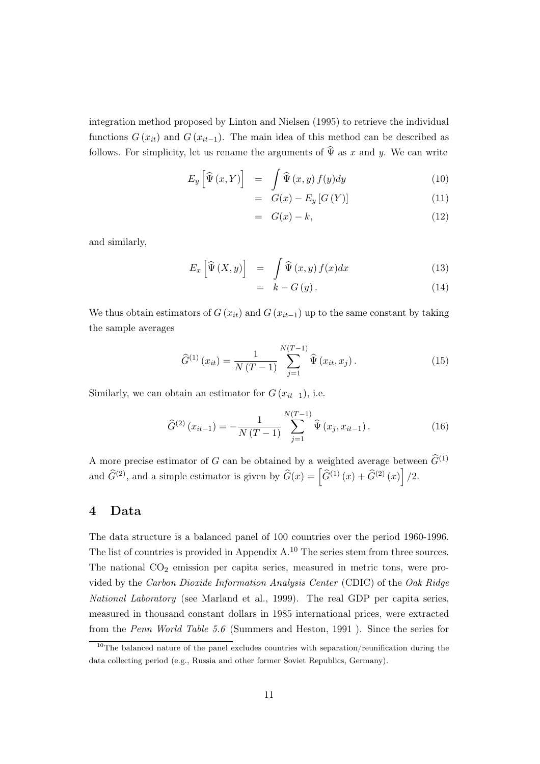integration method proposed by Linton and Nielsen (1995) to retrieve the individual functions $G(x_{it})$ and $G(x_{it-1})$. The main idea of this method can be described as follows. For simplicity, let us rename the arguments of $\widehat{\Psi}$ as $x$ and $y$. We can write

$$
\begin{aligned}
E_y\left[\widehat{\Psi}(x, Y)\right] &= \int \widehat{\Psi}(x, y) f(y) dy & (10)\\
&= G(x) - E_y[G(Y)] & (11)\\
&= G(x) - k, & (12)
\end{aligned}
$$

and similarly,

$$
\begin{aligned}
E_x\left[\widehat{\Psi}(X, y)\right] &= \int \widehat{\Psi}(x, y) f(x) dx & (13)\\
&= k - G(y). & (14)
\end{aligned}
$$

We thus obtain estimators of $G(x_{it})$ and $G(x_{it-1})$ up to the same constant by taking the sample averages

$$
\widehat{G}^{(1)}(x_{it}) = \frac{1}{N(T-1)} \sum_{j=1}^{N(T-1)} \widehat{\Psi}(x_{it}, x_j). \tag{15}
$$

Similarly, we can obtain an estimator for $G(x_{it-1})$, i.e.

$$
\widehat{G}^{(2)}(x_{it-1}) = -\frac{1}{N(T-1)} \sum_{j=1}^{N(T-1)} \widehat{\Psi}(x_j, x_{it-1}). \tag{16}
$$

A more precise estimator of $G$ can be obtained by a weighted average between $\widehat{G}^{(1)}$ and $\widehat{G}^{(2)}$, and a simple estimator is given by $\widehat{G}(x) = \left[\widehat{G}^{(1)}(x) + \widehat{G}^{(2)}(x)\right]/2$.

# 4 Data

The data structure is a balanced panel of 100 countries over the period 1960-1996. The list of countries is provided in Appendix A.[10] The series stem from three sources. The national $CO_2$ emission per capita series, measured in metric tons, were provided by the *Carbon Dioxide Information Analysis Center* (CDIC) of the *Oak Ridge National Laboratory* (see Marland et al., 1999). The real GDP per capita series, measured in thousand constant dollars in 1985 international prices, were extracted from the *Penn World Table 5.6* (Summers and Heston, 1991 ). Since the series for

[10] The balanced nature of the panel excludes countries with separation/reunification during the data collecting period (e.g., Russia and other former Soviet Republics, Germany).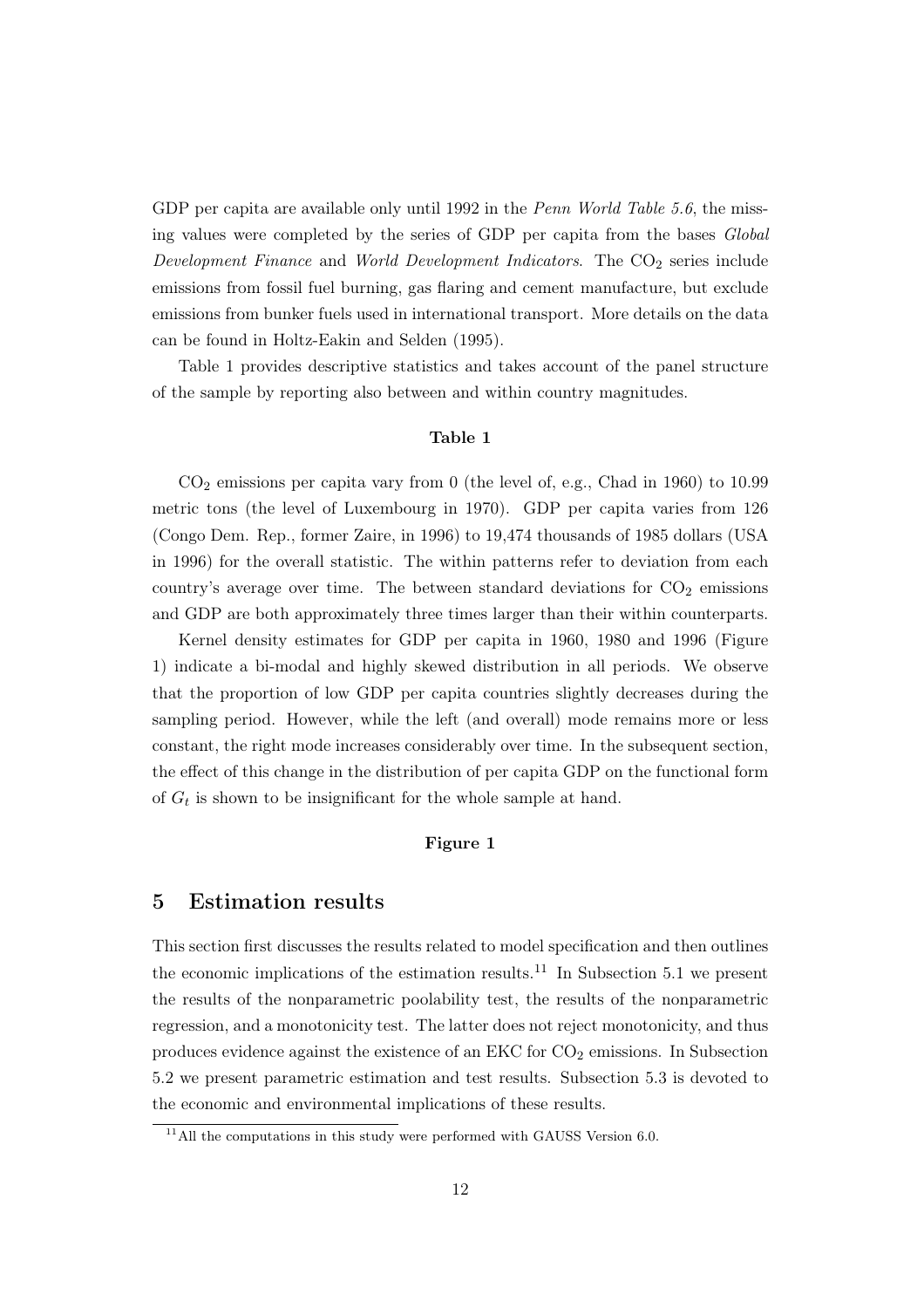GDP per capita are available only until 1992 in the *Penn World Table 5.6*, the missing values were completed by the series of GDP per capita from the bases *Global Development Finance* and *World Development Indicators*. The $CO_2$ series include emissions from fossil fuel burning, gas flaring and cement manufacture, but exclude emissions from bunker fuels used in international transport. More details on the data can be found in Holtz-Eakin and Selden (1995).

Table 1 provides descriptive statistics and takes account of the panel structure of the sample by reporting also between and within country magnitudes.

**Table 1**

$CO_2$ emissions per capita vary from 0 (the level of, e.g., Chad in 1960) to 10.99 metric tons (the level of Luxembourg in 1970). GDP per capita varies from 126 (Congo Dem. Rep., former Zaire, in 1996) to 19,474 thousands of 1985 dollars (USA in 1996) for the overall statistic. The within patterns refer to deviation from each country's average over time. The between standard deviations for $CO_2$ emissions and GDP are both approximately three times larger than their within counterparts.

Kernel density estimates for GDP per capita in 1960, 1980 and 1996 (Figure 1) indicate a bi-modal and highly skewed distribution in all periods. We observe that the proportion of low GDP per capita countries slightly decreases during the sampling period. However, while the left (and overall) mode remains more or less constant, the right mode increases considerably over time. In the subsequent section, the effect of this change in the distribution of per capita GDP on the functional form of $G_t$ is shown to be insignificant for the whole sample at hand.

**Figure 1**

## 5 Estimation results

This section first discusses the results related to model specification and then outlines the economic implications of the estimation results.[11] In Subsection 5.1 we present the results of the nonparametric poolability test, the results of the nonparametric regression, and a monotonicity test. The latter does not reject monotonicity, and thus produces evidence against the existence of an EKC for $CO_2$ emissions. In Subsection 5.2 we present parametric estimation and test results. Subsection 5.3 is devoted to the economic and environmental implications of these results.

[11] All the computations in this study were performed with GAUSS Version 6.0.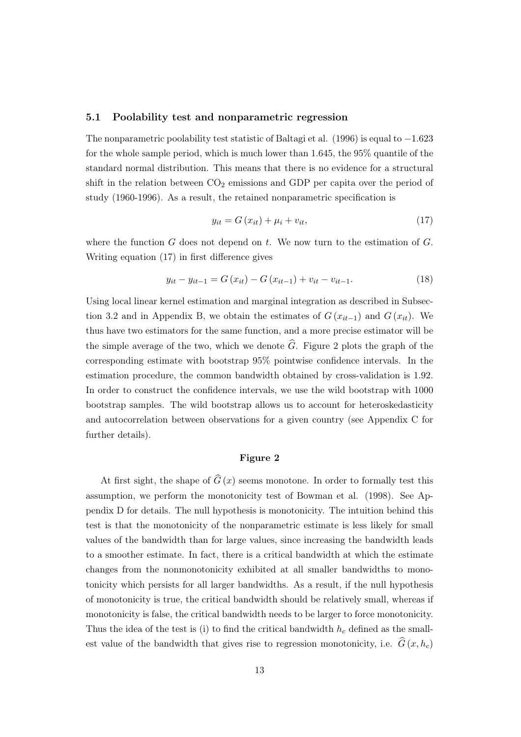### 5.1 Poolability test and nonparametric regression

The nonparametric poolability test statistic of Baltagi et al. (1996) is equal to $-1.623$ for the whole sample period, which is much lower than 1.645, the 95% quantile of the standard normal distribution. This means that there is no evidence for a structural shift in the relation between $CO_2$ emissions and GDP per capita over the period of study (1960-1996). As a result, the retained nonparametric specification is

$$y_{it} = G(x_{it}) + \mu_i + v_{it}, \tag{17}$$

where the function $G$ does not depend on $t$. We now turn to the estimation of $G$. Writing equation (17) in first difference gives

$$y_{it} - y_{it-1} = G(x_{it}) - G(x_{it-1}) + v_{it} - v_{it-1}. \tag{18}$$

Using local linear kernel estimation and marginal integration as described in Subsection 3.2 and in Appendix B, we obtain the estimates of $G(x_{it-1})$ and $G(x_{it})$. We thus have two estimators for the same function, and a more precise estimator will be the simple average of the two, which we denote $\widehat{G}$. Figure 2 plots the graph of the corresponding estimate with bootstrap 95% pointwise confidence intervals. In the estimation procedure, the common bandwidth obtained by cross-validation is 1.92. In order to construct the confidence intervals, we use the wild bootstrap with 1000 bootstrap samples. The wild bootstrap allows us to account for heteroskedasticity and autocorrelation between observations for a given country (see Appendix C for further details).

**Figure 2**

At first sight, the shape of $\widehat{G}(x)$ seems monotone. In order to formally test this assumption, we perform the monotonicity test of Bowman et al. (1998). See Appendix D for details. The null hypothesis is monotonicity. The intuition behind this test is that the monotonicity of the nonparametric estimate is less likely for small values of the bandwidth than for large values, since increasing the bandwidth leads to a smoother estimate. In fact, there is a critical bandwidth at which the estimate changes from the nonmonotonicity exhibited at all smaller bandwidths to monotonicity which persists for all larger bandwidths. As a result, if the null hypothesis of monotonicity is true, the critical bandwidth should be relatively small, whereas if monotonicity is false, the critical bandwidth needs to be larger to force monotonicity. Thus the idea of the test is (i) to find the critical bandwidth $h_c$ defined as the smallest value of the bandwidth that gives rise to regression monotonicity, i.e. $\widehat{G}(x, h_c)$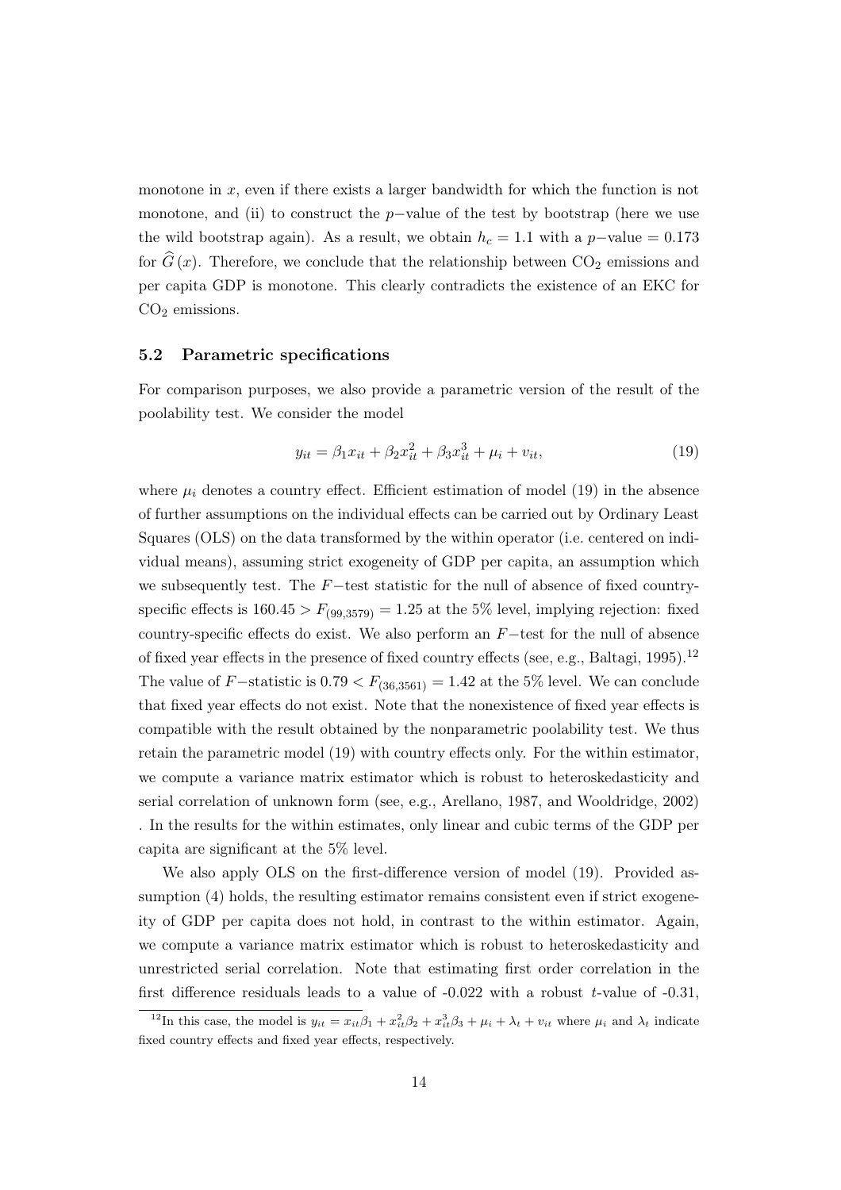monotone in $x$, even if there exists a larger bandwidth for which the function is not monotone, and (ii) to construct the $p-$value of the test by bootstrap (here we use the wild bootstrap again). As a result, we obtain $h_c = 1.1$ with a $p-$value $= 0.173$ for $\widehat{G}(x)$. Therefore, we conclude that the relationship between $CO_2$ emissions and per capita GDP is monotone. This clearly contradicts the existence of an EKC for $CO_2$ emissions.

### 5.2 Parametric specifications

For comparison purposes, we also provide a parametric version of the result of the poolability test. We consider the model

$$y_{it} = \beta_1 x_{it} + \beta_2 x_{it}^2 + \beta_3 x_{it}^3 + \mu_i + v_{it}, \tag{19}$$

where $\mu_i$ denotes a country effect. Efficient estimation of model (19) in the absence of further assumptions on the individual effects can be carried out by Ordinary Least Squares (OLS) on the data transformed by the within operator (i.e. centered on individual means), assuming strict exogeneity of GDP per capita, an assumption which we subsequently test. The $F-$test statistic for the null of absence of fixed country-specific effects is $160.45 > F_{(99,3579)} = 1.25$ at the 5% level, implying rejection: fixed country-specific effects do exist. We also perform an $F-$test for the null of absence of fixed year effects in the presence of fixed country effects (see, e.g., Baltagi, 1995).[12] The value of $F-$statistic is $0.79 < F_{(36,3561)} = 1.42$ at the 5% level. We can conclude that fixed year effects do not exist. Note that the nonexistence of fixed year effects is compatible with the result obtained by the nonparametric poolability test. We thus retain the parametric model (19) with country effects only. For the within estimator, we compute a variance matrix estimator which is robust to heteroskedasticity and serial correlation of unknown form (see, e.g., Arellano, 1987, and Wooldridge, 2002) . In the results for the within estimates, only linear and cubic terms of the GDP per capita are significant at the 5% level.

We also apply OLS on the first-difference version of model (19). Provided assumption (4) holds, the resulting estimator remains consistent even if strict exogeneity of GDP per capita does not hold, in contrast to the within estimator. Again, we compute a variance matrix estimator which is robust to heteroskedasticity and unrestricted serial correlation. Note that estimating first order correlation in the first difference residuals leads to a value of -0.022 with a robust $t$-value of -0.31,

[12] In this case, the model is $y_{it} = x_{it}\beta_1 + x_{it}^2\beta_2 + x_{it}^3\beta_3 + \mu_i + \lambda_t + v_{it}$ where $\mu_i$ and $\lambda_t$ indicate fixed country effects and fixed year effects, respectively.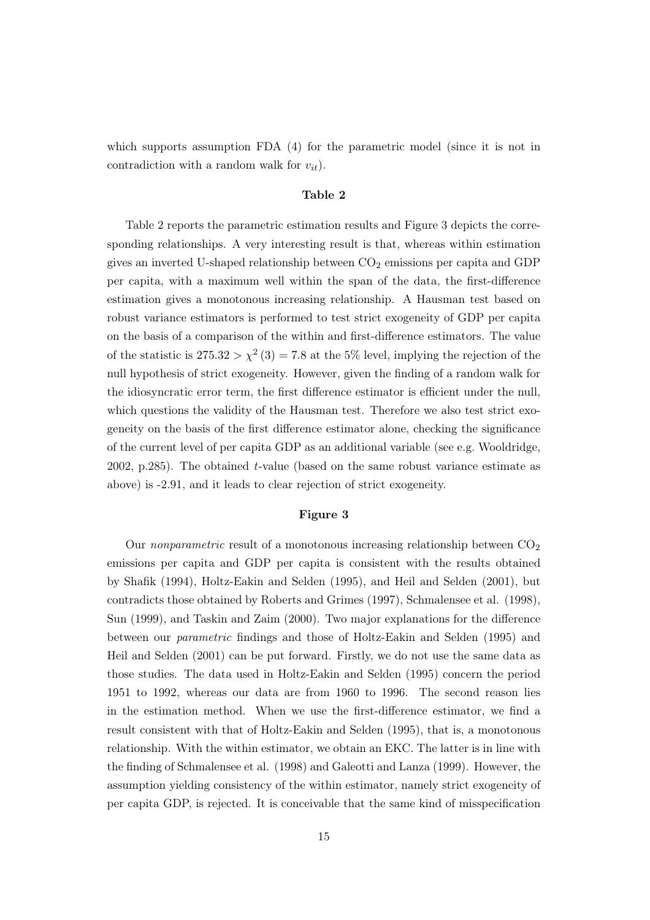which supports assumption FDA (4) for the parametric model (since it is not in contradiction with a random walk for $v_{it}$).

**Table 2**

Table 2 reports the parametric estimation results and Figure 3 depicts the corresponding relationships. A very interesting result is that, whereas within estimation gives an inverted U-shaped relationship between $CO_2$ emissions per capita and GDP per capita, with a maximum well within the span of the data, the first-difference estimation gives a monotonous increasing relationship. A Hausman test based on robust variance estimators is performed to test strict exogeneity of GDP per capita on the basis of a comparison of the within and first-difference estimators. The value of the statistic is $275.32 > \chi^2(3) = 7.8$ at the 5% level, implying the rejection of the null hypothesis of strict exogeneity. However, given the finding of a random walk for the idiosyncratic error term, the first difference estimator is efficient under the null, which questions the validity of the Hausman test. Therefore we also test strict exogeneity on the basis of the first difference estimator alone, checking the significance of the current level of per capita GDP as an additional variable (see e.g. Wooldridge, 2002, p.285). The obtained $t$-value (based on the same robust variance estimate as above) is -2.91, and it leads to clear rejection of strict exogeneity.

**Figure 3**

Our *nonparametric* result of a monotonous increasing relationship between $CO_2$ emissions per capita and GDP per capita is consistent with the results obtained by Shafik (1994), Holtz-Eakin and Selden (1995), and Heil and Selden (2001), but contradicts those obtained by Roberts and Grimes (1997), Schmalensee et al. (1998), Sun (1999), and Taskin and Zaim (2000). Two major explanations for the difference between our *parametric* findings and those of Holtz-Eakin and Selden (1995) and Heil and Selden (2001) can be put forward. Firstly, we do not use the same data as those studies. The data used in Holtz-Eakin and Selden (1995) concern the period 1951 to 1992, whereas our data are from 1960 to 1996. The second reason lies in the estimation method. When we use the first-difference estimator, we find a result consistent with that of Holtz-Eakin and Selden (1995), that is, a monotonous relationship. With the within estimator, we obtain an EKC. The latter is in line with the finding of Schmalensee et al. (1998) and Galeotti and Lanza (1999). However, the assumption yielding consistency of the within estimator, namely strict exogeneity of per capita GDP, is rejected. It is conceivable that the same kind of misspecification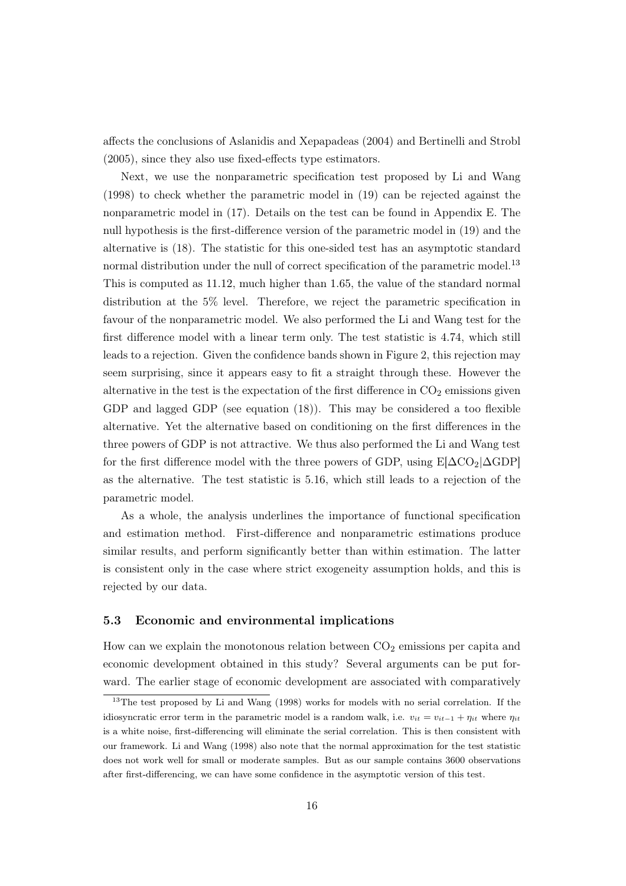affects the conclusions of Aslanidis and Xepapadeas (2004) and Bertinelli and Strobl (2005), since they also use fixed-effects type estimators.

Next, we use the nonparametric specification test proposed by Li and Wang (1998) to check whether the parametric model in (19) can be rejected against the nonparametric model in (17). Details on the test can be found in Appendix E. The null hypothesis is the first-difference version of the parametric model in (19) and the alternative is (18). The statistic for this one-sided test has an asymptotic standard normal distribution under the null of correct specification of the parametric model.[13] This is computed as 11.12, much higher than 1.65, the value of the standard normal distribution at the 5% level. Therefore, we reject the parametric specification in favour of the nonparametric model. We also performed the Li and Wang test for the first difference model with a linear term only. The test statistic is 4.74, which still leads to a rejection. Given the confidence bands shown in Figure 2, this rejection may seem surprising, since it appears easy to fit a straight through these. However the alternative in the test is the expectation of the first difference in $CO_2$ emissions given GDP and lagged GDP (see equation (18)). This may be considered a too flexible alternative. Yet the alternative based on conditioning on the first differences in the three powers of GDP is not attractive. We thus also performed the Li and Wang test for the first difference model with the three powers of GDP, using $E[\Delta CO_2|\Delta GDP]$ as the alternative. The test statistic is 5.16, which still leads to a rejection of the parametric model.

As a whole, the analysis underlines the importance of functional specification and estimation method. First-difference and nonparametric estimations produce similar results, and perform significantly better than within estimation. The latter is consistent only in the case where strict exogeneity assumption holds, and this is rejected by our data.

### 5.3 Economic and environmental implications

How can we explain the monotonous relation between $CO_2$ emissions per capita and economic development obtained in this study? Several arguments can be put forward. The earlier stage of economic development are associated with comparatively

[13] The test proposed by Li and Wang (1998) works for models with no serial correlation. If the idiosyncratic error term in the parametric model is a random walk, i.e. $v_{it} = v_{it-1} + \eta_{it}$ where $\eta_{it}$ is a white noise, first-differencing will eliminate the serial correlation. This is then consistent with our framework. Li and Wang (1998) also note that the normal approximation for the test statistic does not work well for small or moderate samples. But as our sample contains 3600 observations after first-differencing, we can have some confidence in the asymptotic version of this test.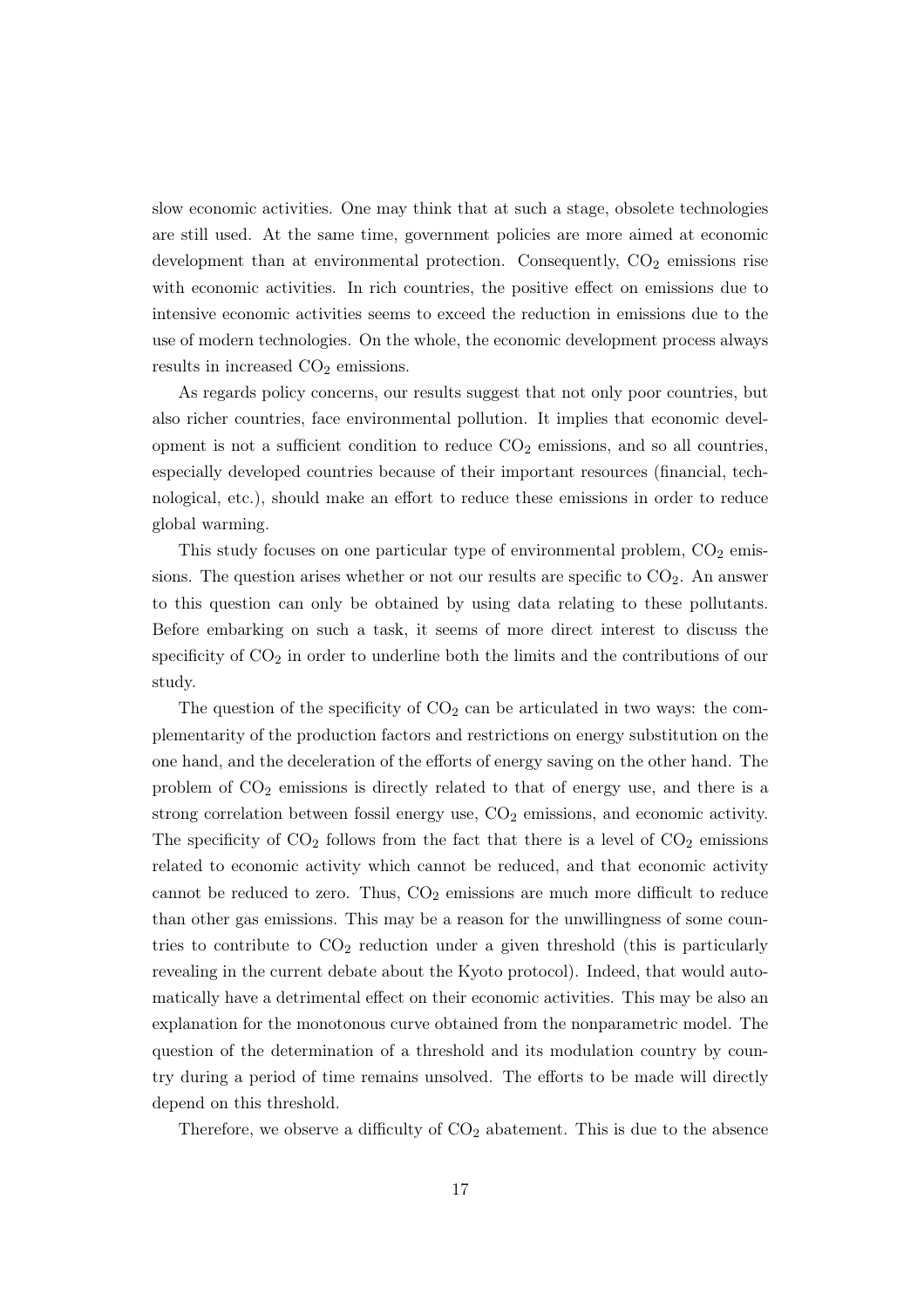slow economic activities. One may think that at such a stage, obsolete technologies are still used. At the same time, government policies are more aimed at economic development than at environmental protection. Consequently, $CO_2$ emissions rise with economic activities. In rich countries, the positive effect on emissions due to intensive economic activities seems to exceed the reduction in emissions due to the use of modern technologies. On the whole, the economic development process always results in increased $CO_2$ emissions.

As regards policy concerns, our results suggest that not only poor countries, but also richer countries, face environmental pollution. It implies that economic development is not a sufficient condition to reduce $CO_2$ emissions, and so all countries, especially developed countries because of their important resources (financial, technological, etc.), should make an effort to reduce these emissions in order to reduce global warming.

This study focuses on one particular type of environmental problem, $CO_2$ emissions. The question arises whether or not our results are specific to $CO_2$. An answer to this question can only be obtained by using data relating to these pollutants. Before embarking on such a task, it seems of more direct interest to discuss the specificity of $CO_2$ in order to underline both the limits and the contributions of our study.

The question of the specificity of $CO_2$ can be articulated in two ways: the complementarity of the production factors and restrictions on energy substitution on the one hand, and the deceleration of the efforts of energy saving on the other hand. The problem of $CO_2$ emissions is directly related to that of energy use, and there is a strong correlation between fossil energy use, $CO_2$ emissions, and economic activity. The specificity of $CO_2$ follows from the fact that there is a level of $CO_2$ emissions related to economic activity which cannot be reduced, and that economic activity cannot be reduced to zero. Thus, $CO_2$ emissions are much more difficult to reduce than other gas emissions. This may be a reason for the unwillingness of some countries to contribute to $CO_2$ reduction under a given threshold (this is particularly revealing in the current debate about the Kyoto protocol). Indeed, that would automatically have a detrimental effect on their economic activities. This may be also an explanation for the monotonous curve obtained from the nonparametric model. The question of the determination of a threshold and its modulation country by country during a period of time remains unsolved. The efforts to be made will directly depend on this threshold.

Therefore, we observe a difficulty of $CO_2$ abatement. This is due to the absence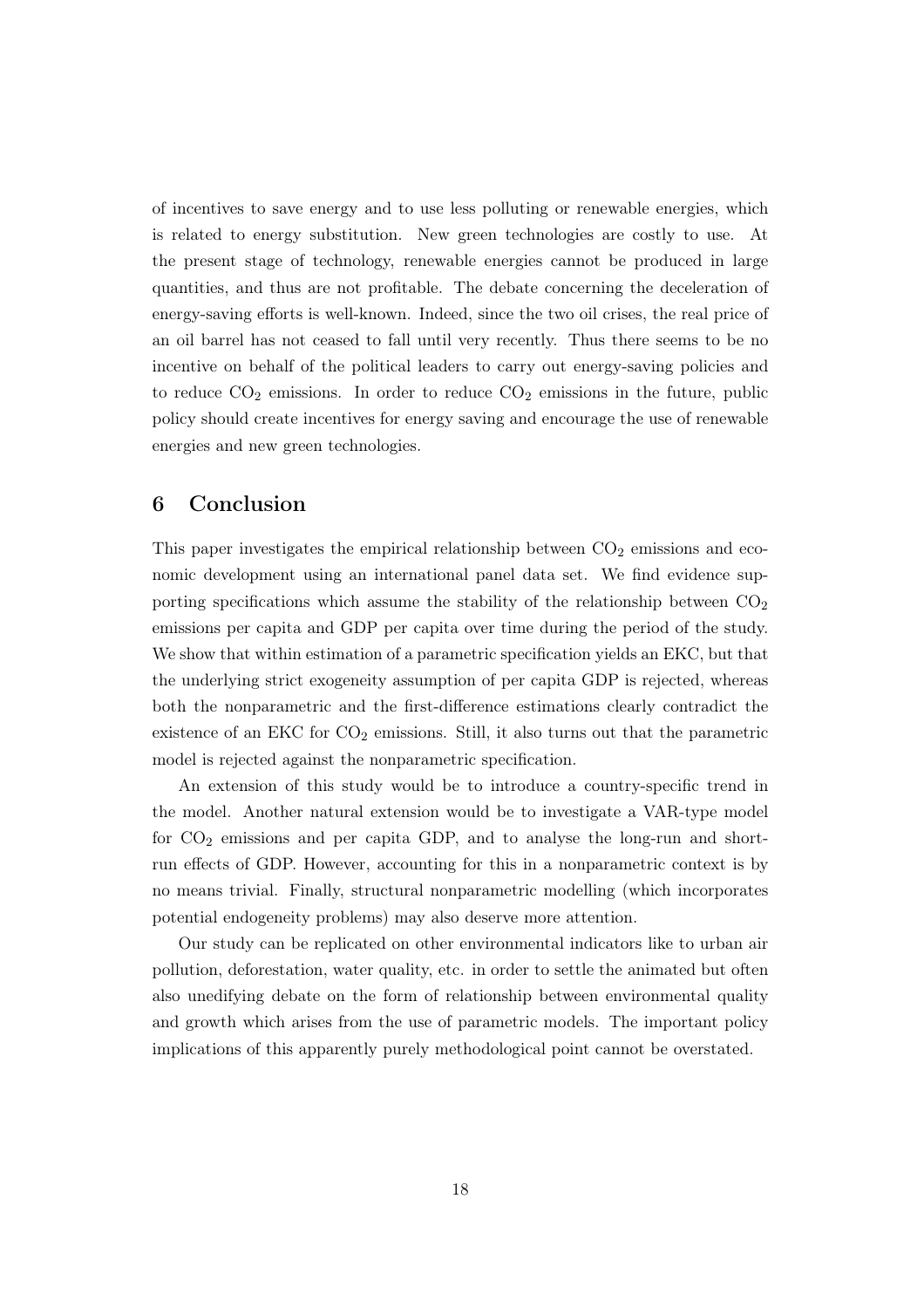of incentives to save energy and to use less polluting or renewable energies, which is related to energy substitution. New green technologies are costly to use. At the present stage of technology, renewable energies cannot be produced in large quantities, and thus are not profitable. The debate concerning the deceleration of energy-saving efforts is well-known. Indeed, since the two oil crises, the real price of an oil barrel has not ceased to fall until very recently. Thus there seems to be no incentive on behalf of the political leaders to carry out energy-saving policies and to reduce $CO_2$ emissions. In order to reduce $CO_2$ emissions in the future, public policy should create incentives for energy saving and encourage the use of renewable energies and new green technologies.

## 6 Conclusion

This paper investigates the empirical relationship between $CO_2$ emissions and economic development using an international panel data set. We find evidence supporting specifications which assume the stability of the relationship between $CO_2$ emissions per capita and GDP per capita over time during the period of the study. We show that within estimation of a parametric specification yields an EKC, but that the underlying strict exogeneity assumption of per capita GDP is rejected, whereas both the nonparametric and the first-difference estimations clearly contradict the existence of an EKC for $CO_2$ emissions. Still, it also turns out that the parametric model is rejected against the nonparametric specification.

An extension of this study would be to introduce a country-specific trend in the model. Another natural extension would be to investigate a VAR-type model for $CO_2$ emissions and per capita GDP, and to analyse the long-run and short-run effects of GDP. However, accounting for this in a nonparametric context is by no means trivial. Finally, structural nonparametric modelling (which incorporates potential endogeneity problems) may also deserve more attention.

Our study can be replicated on other environmental indicators like to urban air pollution, deforestation, water quality, etc. in order to settle the animated but often also unedifying debate on the form of relationship between environmental quality and growth which arises from the use of parametric models. The important policy implications of this apparently purely methodological point cannot be overstated.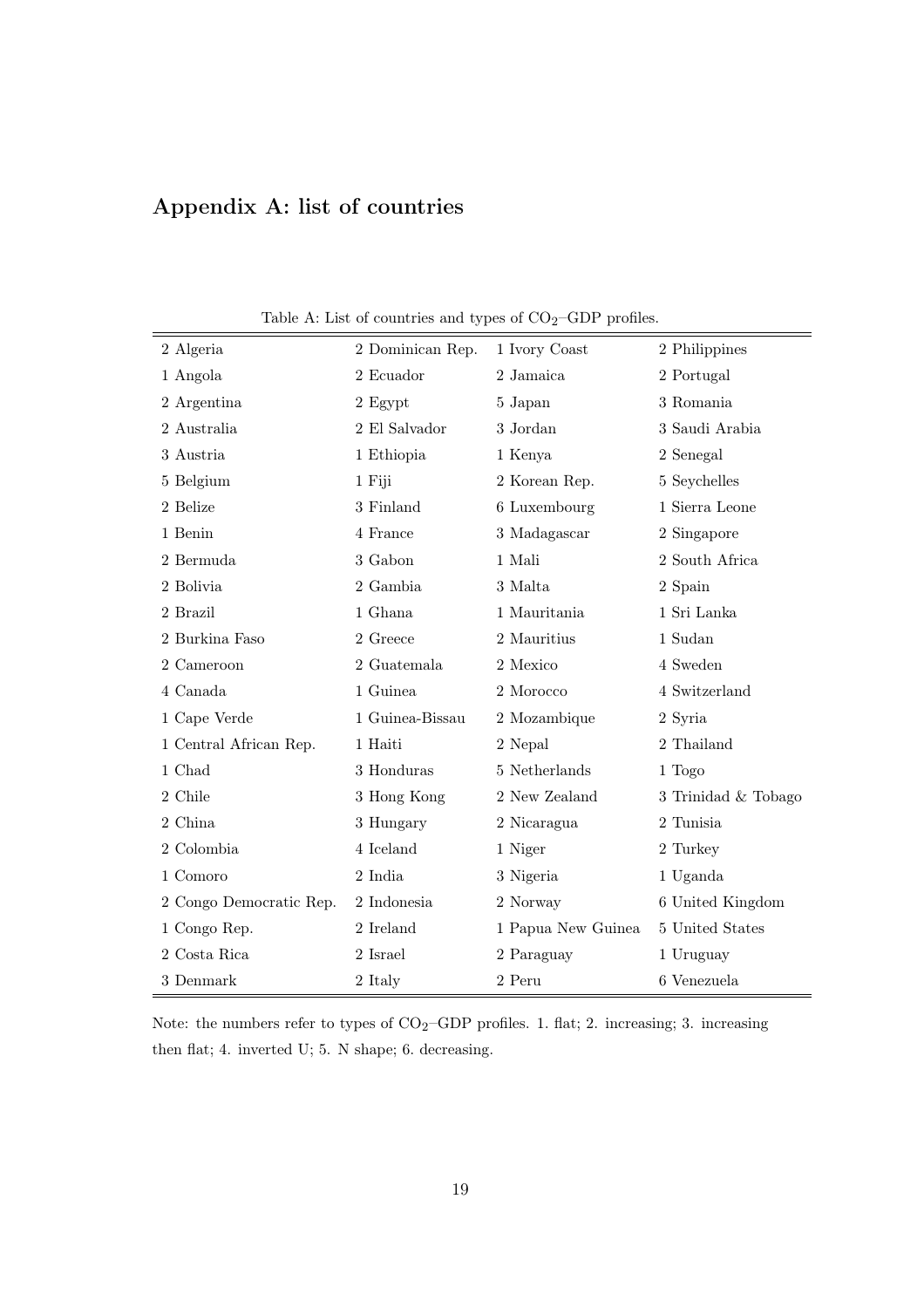## Appendix A: list of countries

Table A: List of countries and types of $CO_2$–GDP profiles.

| | | | |
|---|---|---|---|
| 2 Algeria | 2 Dominican Rep. | 1 Ivory Coast | 2 Philippines |
| 1 Angola | 2 Ecuador | 2 Jamaica | 2 Portugal |
| 2 Argentina | 2 Egypt | 5 Japan | 3 Romania |
| 2 Australia | 2 El Salvador | 3 Jordan | 3 Saudi Arabia |
| 3 Austria | 1 Ethiopia | 1 Kenya | 2 Senegal |
| 5 Belgium | 1 Fiji | 2 Korean Rep. | 5 Seychelles |
| 2 Belize | 3 Finland | 6 Luxembourg | 1 Sierra Leone |
| 1 Benin | 4 France | 3 Madagascar | 2 Singapore |
| 2 Bermuda | 3 Gabon | 1 Mali | 2 South Africa |
| 2 Bolivia | 2 Gambia | 3 Malta | 2 Spain |
| 2 Brazil | 1 Ghana | 1 Mauritania | 1 Sri Lanka |
| 2 Burkina Faso | 2 Greece | 2 Mauritius | 1 Sudan |
| 2 Cameroon | 2 Guatemala | 2 Mexico | 4 Sweden |
| 4 Canada | 1 Guinea | 2 Morocco | 4 Switzerland |
| 1 Cape Verde | 1 Guinea-Bissau | 2 Mozambique | 2 Syria |
| 1 Central African Rep. | 1 Haiti | 2 Nepal | 2 Thailand |
| 1 Chad | 3 Honduras | 5 Netherlands | 1 Togo |
| 2 Chile | 3 Hong Kong | 2 New Zealand | 3 Trinidad & Tobago |
| 2 China | 3 Hungary | 2 Nicaragua | 2 Tunisia |
| 2 Colombia | 4 Iceland | 1 Niger | 2 Turkey |
| 1 Comoro | 2 India | 3 Nigeria | 1 Uganda |
| 2 Congo Democratic Rep. | 2 Indonesia | 2 Norway | 6 United Kingdom |
| 1 Congo Rep. | 2 Ireland | 1 Papua New Guinea | 5 United States |
| 2 Costa Rica | 2 Israel | 2 Paraguay | 1 Uruguay |
| 3 Denmark | 2 Italy | 2 Peru | 6 Venezuela |

Note: the numbers refer to types of $CO_2$–GDP profiles. 1. flat; 2. increasing; 3. increasing then flat; 4. inverted U; 5. N shape; 6. decreasing.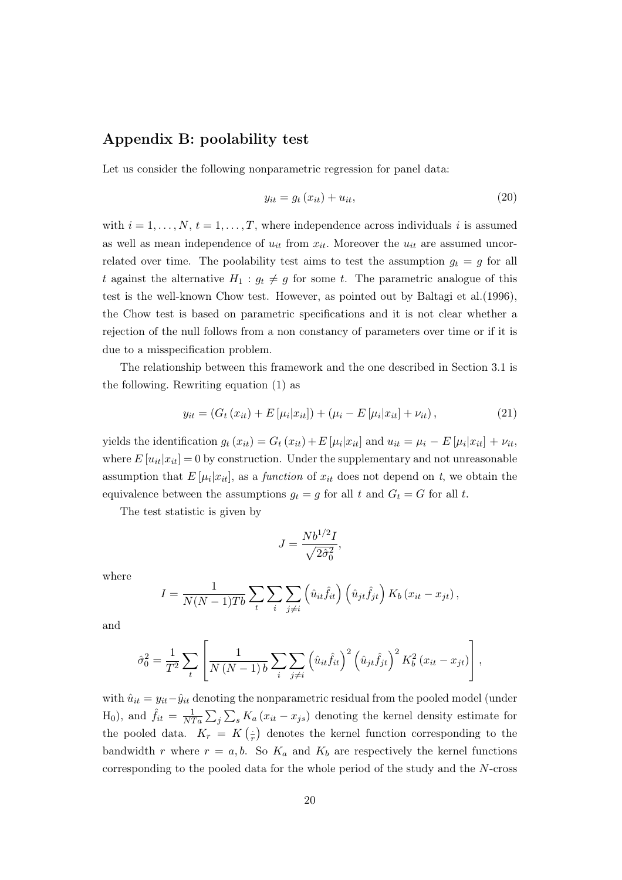## Appendix B: poolability test

Let us consider the following nonparametric regression for panel data:

$$y_{it} = g_t(x_{it}) + u_{it}, \tag{20}$$

with $i = 1, \ldots, N$, $t = 1, \ldots, T$, where independence across individuals $i$ is assumed as well as mean independence of $u_{it}$ from $x_{it}$. Moreover the $u_{it}$ are assumed uncorrelated over time. The poolability test aims to test the assumption $g_t = g$ for all $t$ against the alternative $H_1 : g_t \neq g$ for some $t$. The parametric analogue of this test is the well-known Chow test. However, as pointed out by Baltagi et al.(1996), the Chow test is based on parametric specifications and it is not clear whether a rejection of the null follows from a non constancy of parameters over time or if it is due to a misspecification problem.

The relationship between this framework and the one described in Section 3.1 is the following. Rewriting equation (1) as

$$y_{it} = (G_t(x_{it}) + E[\mu_i|x_{it}]) + (\mu_i - E[\mu_i|x_{it}] + \nu_{it}), \tag{21}$$

yields the identification $g_t(x_{it}) = G_t(x_{it}) + E[\mu_i|x_{it}]$ and $u_{it} = \mu_i - E[\mu_i|x_{it}] + \nu_{it}$, where $E[u_{it}|x_{it}] = 0$ by construction. Under the supplementary and not unreasonable assumption that $E[\mu_i|x_{it}]$, as a *function* of $x_{it}$ does not depend on $t$, we obtain the equivalence between the assumptions $g_t = g$ for all $t$ and $G_t = G$ for all $t$.

The test statistic is given by

$$J = \frac{Nb^{1/2} I}{\sqrt{2\hat{\sigma}_0^2}},$$

where

$$I = \frac{1}{N(N-1)Tb} \sum_t \sum_i \sum_{j \neq i} \left(\hat{u}_{it}\hat{f}_{it}\right)\left(\hat{u}_{jt}\hat{f}_{jt}\right) K_b(x_{it} - x_{jt}),$$

and

$$\hat{\sigma}_0^2 = \frac{1}{T^2} \sum_t \left[ \frac{1}{N(N-1)b} \sum_i \sum_{j \neq i} \left(\hat{u}_{it}\hat{f}_{it}\right)^2 \left(\hat{u}_{jt}\hat{f}_{jt}\right)^2 K_b^2(x_{it} - x_{jt}) \right],$$

with $\hat{u}_{it} = y_{it} - \hat{y}_{it}$ denoting the nonparametric residual from the pooled model (under $H_0$), and $\hat{f}_{it} = \frac{1}{NTa} \sum_j \sum_s K_a(x_{it} - x_{js})$ denoting the kernel density estimate for the pooled data. $K_r = K\left(\frac{\cdot}{r}\right)$ denotes the kernel function corresponding to the bandwidth $r$ where $r = a, b$. So $K_a$ and $K_b$ are respectively the kernel functions corresponding to the pooled data for the whole period of the study and the $N$-cross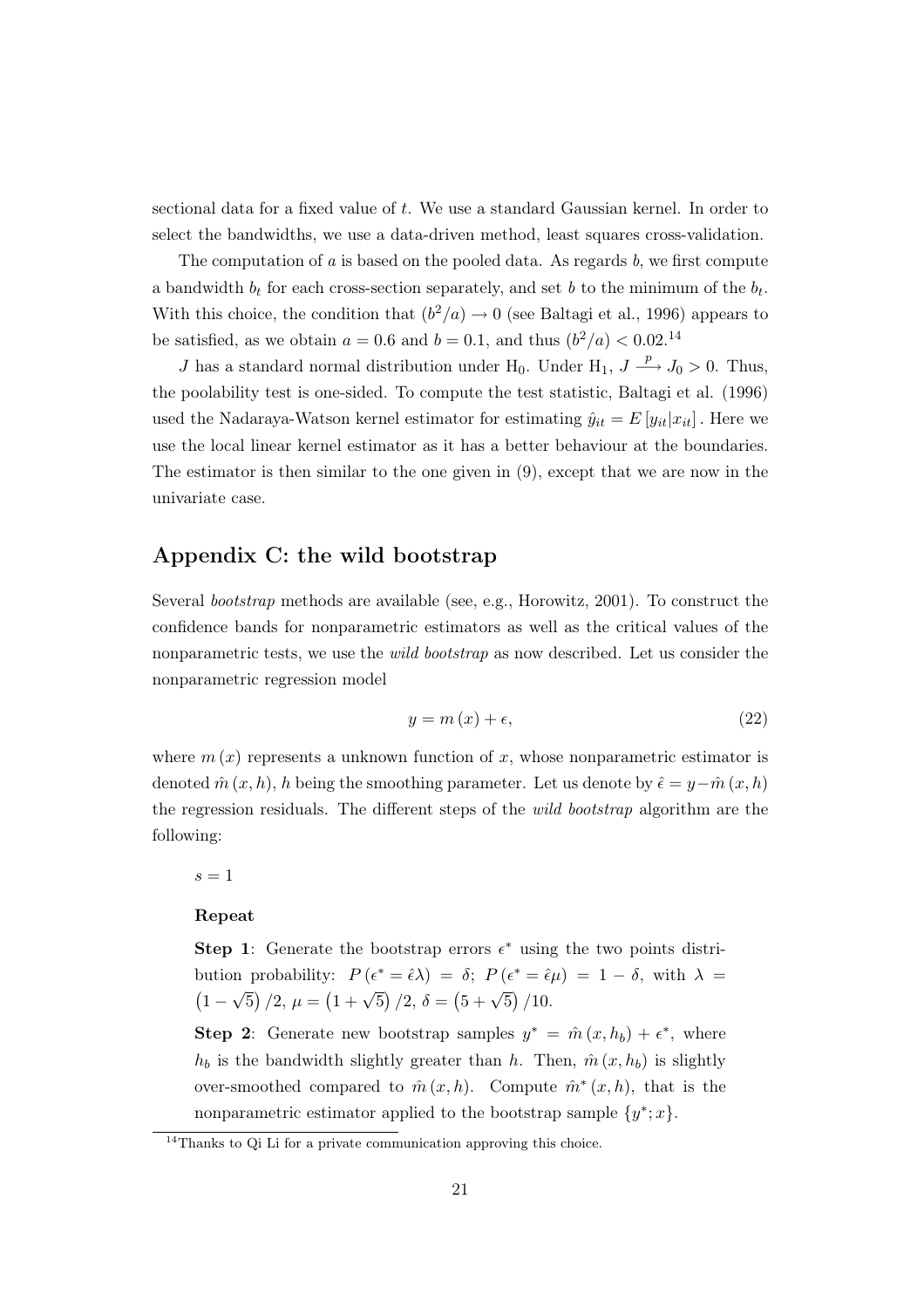sectional data for a fixed value of $t$. We use a standard Gaussian kernel. In order to select the bandwidths, we use a data-driven method, least squares cross-validation.

The computation of $a$ is based on the pooled data. As regards $b$, we first compute a bandwidth $b_t$ for each cross-section separately, and set $b$ to the minimum of the $b_t$. With this choice, the condition that $(b^2/a) \to 0$ (see Baltagi et al., 1996) appears to be satisfied, as we obtain $a = 0.6$ and $b = 0.1$, and thus $(b^2/a) < 0.02$.[14]

$J$ has a standard normal distribution under $\mathrm{H}_0$. Under $\mathrm{H}_1$, $J \xrightarrow{p} J_0 > 0$. Thus, the poolability test is one-sided. To compute the test statistic, Baltagi et al. (1996) used the Nadaraya-Watson kernel estimator for estimating $\hat{y}_{it} = E[y_{it}|x_{it}]$. Here we use the local linear kernel estimator as it has a better behaviour at the boundaries. The estimator is then similar to the one given in (9), except that we are now in the univariate case.

## Appendix C: the wild bootstrap

Several *bootstrap* methods are available (see, e.g., Horowitz, 2001). To construct the confidence bands for nonparametric estimators as well as the critical values of the nonparametric tests, we use the *wild bootstrap* as now described. Let us consider the nonparametric regression model

$$y = m(x) + \epsilon, \tag{22}$$

where $m(x)$ represents a unknown function of $x$, whose nonparametric estimator is denoted $\hat{m}(x, h)$, $h$ being the smoothing parameter. Let us denote by $\hat{\epsilon} = y - \hat{m}(x, h)$ the regression residuals. The different steps of the *wild bootstrap* algorithm are the following:

$s = 1$

**Repeat**

**Step 1**: Generate the bootstrap errors $\epsilon^*$ using the two points distribution probability: $P(\epsilon^* = \hat{\epsilon}\lambda) = \delta$; $P(\epsilon^* = \hat{\epsilon}\mu) = 1 - \delta$, with $\lambda = \left(1 - \sqrt{5}\right)/2$, $\mu = \left(1 + \sqrt{5}\right)/2$, $\delta = \left(5 + \sqrt{5}\right)/10$.

**Step 2**: Generate new bootstrap samples $y^* = \hat{m}(x, h_b) + \epsilon^*$, where $h_b$ is the bandwidth slightly greater than $h$. Then, $\hat{m}(x, h_b)$ is slightly over-smoothed compared to $\hat{m}(x, h)$. Compute $\hat{m}^*(x, h)$, that is the nonparametric estimator applied to the bootstrap sample $\{y^*; x\}$.

[14] Thanks to Qi Li for a private communication approving this choice.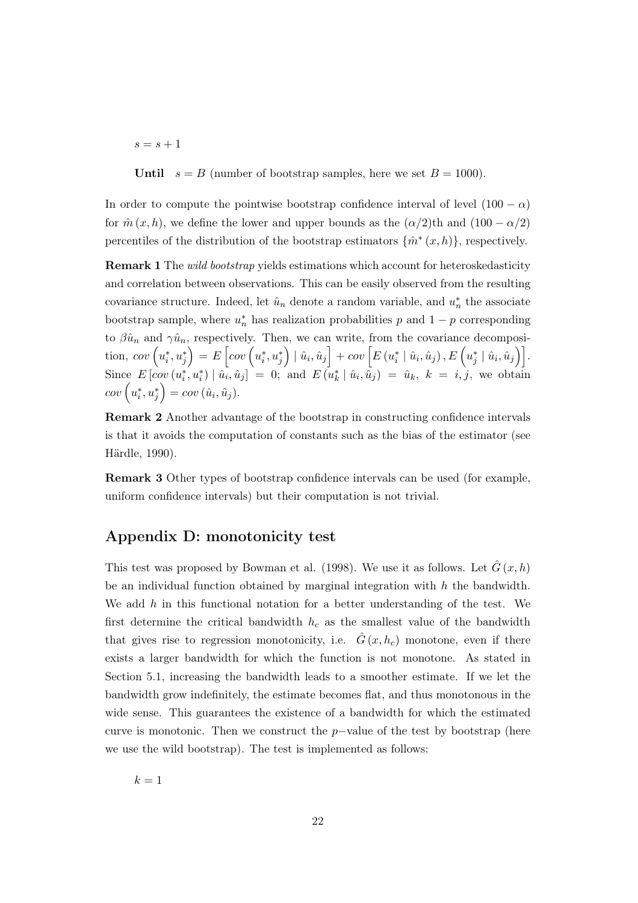$s = s + 1$

**Until** $s = B$ (number of bootstrap samples, here we set $B = 1000$).

In order to compute the pointwise bootstrap confidence interval of level $(100 - \alpha)$ for $\hat{m}(x, h)$, we define the lower and upper bounds as the $(\alpha/2)$th and $(100 - \alpha/2)$ percentiles of the distribution of the bootstrap estimators $\{\hat{m}^*(x, h)\}$, respectively.

**Remark 1** The *wild bootstrap* yields estimations which account for heteroskedasticity and correlation between observations. This can be easily observed from the resulting covariance structure. Indeed, let $\hat{u}_n$ denote a random variable, and $u_n^*$ the associate bootstrap sample, where $u_n^*$ has realization probabilities $p$ and $1 - p$ corresponding to $\beta\hat{u}_n$ and $\gamma\hat{u}_n$, respectively. Then, we can write, from the covariance decomposition, $cov\left(u_i^*, u_j^*\right) = E\left[cov\left(u_i^*, u_j^*\right) \mid \hat{u}_i, \hat{u}_j\right] + cov\left[E\left(u_i^* \mid \hat{u}_i, \hat{u}_j\right), E\left(u_j^* \mid \hat{u}_i, \hat{u}_j\right)\right]$. Since $E\left[cov\left(u_i^*, u_i^*\right) \mid \hat{u}_i, \hat{u}_j\right] = 0$; and $E\left(u_k^* \mid \hat{u}_i, \hat{u}_j\right) = \hat{u}_k$, $k = i, j$, we obtain $cov\left(u_i^*, u_j^*\right) = cov\left(\hat{u}_i, \hat{u}_j\right)$.

**Remark 2** Another advantage of the bootstrap in constructing confidence intervals is that it avoids the computation of constants such as the bias of the estimator (see Härdle, 1990).

**Remark 3** Other types of bootstrap confidence intervals can be used (for example, uniform confidence intervals) but their computation is not trivial.

## Appendix D: monotonicity test

This test was proposed by Bowman et al. (1998). We use it as follows. Let $\hat{G}(x, h)$ be an individual function obtained by marginal integration with $h$ the bandwidth. We add $h$ in this functional notation for a better understanding of the test. We first determine the critical bandwidth $h_c$ as the smallest value of the bandwidth that gives rise to regression monotonicity, i.e. $\hat{G}(x, h_c)$ monotone, even if there exists a larger bandwidth for which the function is not monotone. As stated in Section 5.1, increasing the bandwidth leads to a smoother estimate. If we let the bandwidth grow indefinitely, the estimate becomes flat, and thus monotonous in the wide sense. This guarantees the existence of a bandwidth for which the estimated curve is monotonic. Then we construct the $p-$value of the test by bootstrap (here we use the wild bootstrap). The test is implemented as follows:

$k = 1$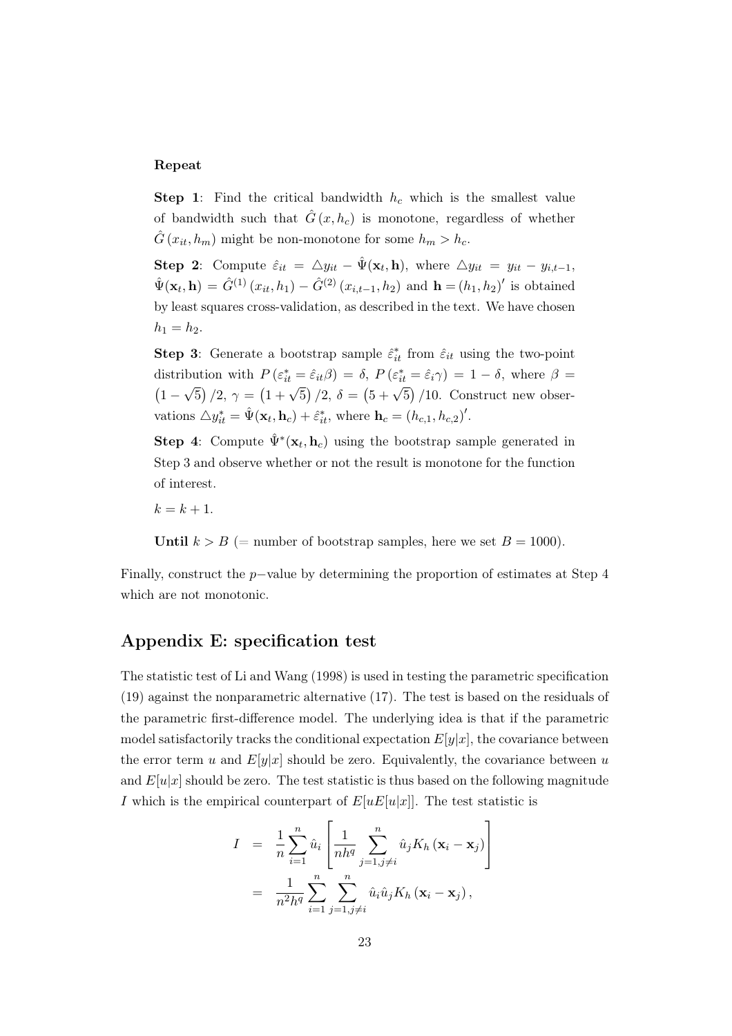**Repeat**

**Step 1**: Find the critical bandwidth $h_c$ which is the smallest value of bandwidth such that $\hat{G}(x, h_c)$ is monotone, regardless of whether $\hat{G}(x_{it}, h_m)$ might be non-monotone for some $h_m > h_c$.

**Step 2**: Compute $\hat{\varepsilon}_{it} = \triangle y_{it} - \hat{\Psi}(\mathbf{x}_t, \mathbf{h})$, where $\triangle y_{it} = y_{it} - y_{i,t-1}$, $\hat{\Psi}(\mathbf{x}_t, \mathbf{h}) = \hat{G}^{(1)}(x_{it}, h_1) - \hat{G}^{(2)}(x_{i,t-1}, h_2)$ and $\mathbf{h} = (h_1, h_2)'$ is obtained by least squares cross-validation, as described in the text. We have chosen $h_1 = h_2$.

**Step 3**: Generate a bootstrap sample $\hat{\varepsilon}^*_{it}$ from $\hat{\varepsilon}_{it}$ using the two-point distribution with $P(\varepsilon^*_{it} = \hat{\varepsilon}_{it}\beta) = \delta$, $P(\varepsilon^*_{it} = \hat{\varepsilon}_i\gamma) = 1 - \delta$, where $\beta = (1 - \sqrt{5})/2$, $\gamma = (1 + \sqrt{5})/2$, $\delta = (5 + \sqrt{5})/10$. Construct new observations $\triangle y^*_{it} = \hat{\Psi}(\mathbf{x}_t, \mathbf{h}_c) + \hat{\varepsilon}^*_{it}$, where $\mathbf{h}_c = (h_{c,1}, h_{c,2})'$.

**Step 4**: Compute $\hat{\Psi}^*(\mathbf{x}_t, \mathbf{h}_c)$ using the bootstrap sample generated in Step 3 and observe whether or not the result is monotone for the function of interest.

$k = k + 1$.

**Until** $k > B$ (= number of bootstrap samples, here we set $B = 1000$).

Finally, construct the $p-$value by determining the proportion of estimates at Step 4 which are not monotonic.

## Appendix E: specification test

The statistic test of Li and Wang (1998) is used in testing the parametric specification (19) against the nonparametric alternative (17). The test is based on the residuals of the parametric first-difference model. The underlying idea is that if the parametric model satisfactorily tracks the conditional expectation $E[y|x]$, the covariance between the error term $u$ and $E[y|x]$ should be zero. Equivalently, the covariance between $u$ and $E[u|x]$ should be zero. The test statistic is thus based on the following magnitude $I$ which is the empirical counterpart of $E[uE[u|x]]$. The test statistic is

$$
\begin{aligned}
I &= \frac{1}{n}\sum_{i=1}^{n} \hat{u}_i \left[ \frac{1}{nh^q} \sum_{j=1, j\neq i}^{n} \hat{u}_j K_h(\mathbf{x}_i - \mathbf{x}_j) \right] \\
&= \frac{1}{n^2 h^q} \sum_{i=1}^{n} \sum_{j=1, j\neq i}^{n} \hat{u}_i \hat{u}_j K_h(\mathbf{x}_i - \mathbf{x}_j),
\end{aligned}
$$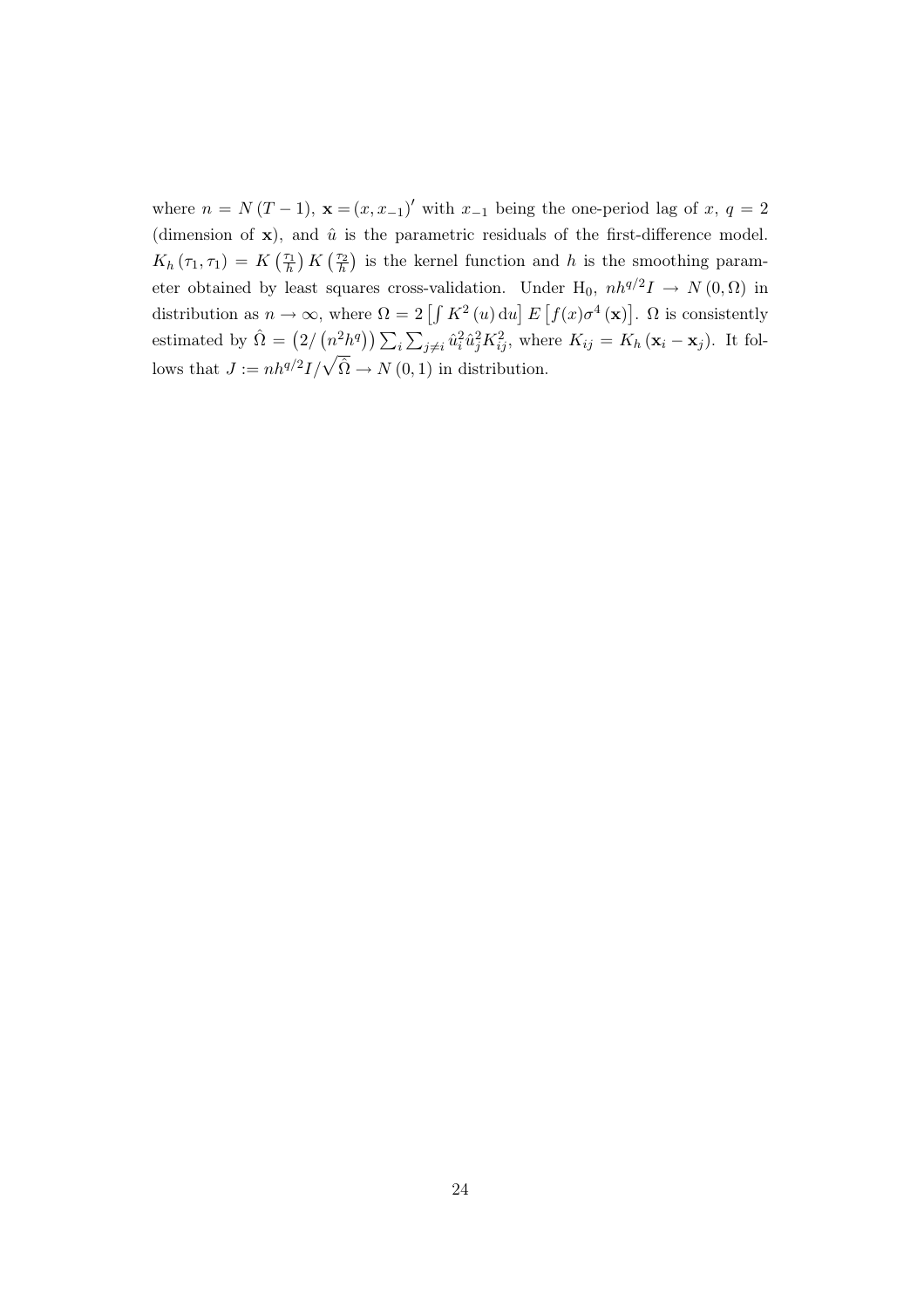where $n = N(T-1)$, $\mathbf{x} = (x, x_{-1})'$ with $x_{-1}$ being the one-period lag of $x$, $q = 2$ (dimension of $\mathbf{x}$), and $\hat{u}$ is the parametric residuals of the first-difference model. $K_h(\tau_1, \tau_1) = K\left(\frac{\tau_1}{h}\right) K\left(\frac{\tau_2}{h}\right)$ is the kernel function and $h$ is the smoothing parameter obtained by least squares cross-validation. Under $\mathrm{H}_0$, $nh^{q/2}I \rightarrow N(0, \Omega)$ in distribution as $n \rightarrow \infty$, where $\Omega = 2\left[\int K^2(u)\,\mathrm{d}u\right] E\left[f(x)\sigma^4(\mathbf{x})\right]$. $\Omega$ is consistently estimated by $\hat{\Omega} = \left(2/\left(n^2 h^q\right)\right) \sum_i \sum_{j \neq i} \hat{u}_i^2 \hat{u}_j^2 K_{ij}^2$, where $K_{ij} = K_h(\mathbf{x}_i - \mathbf{x}_j)$. It follows that $J := nh^{q/2}I/\sqrt{\hat{\Omega}} \rightarrow N(0,1)$ in distribution.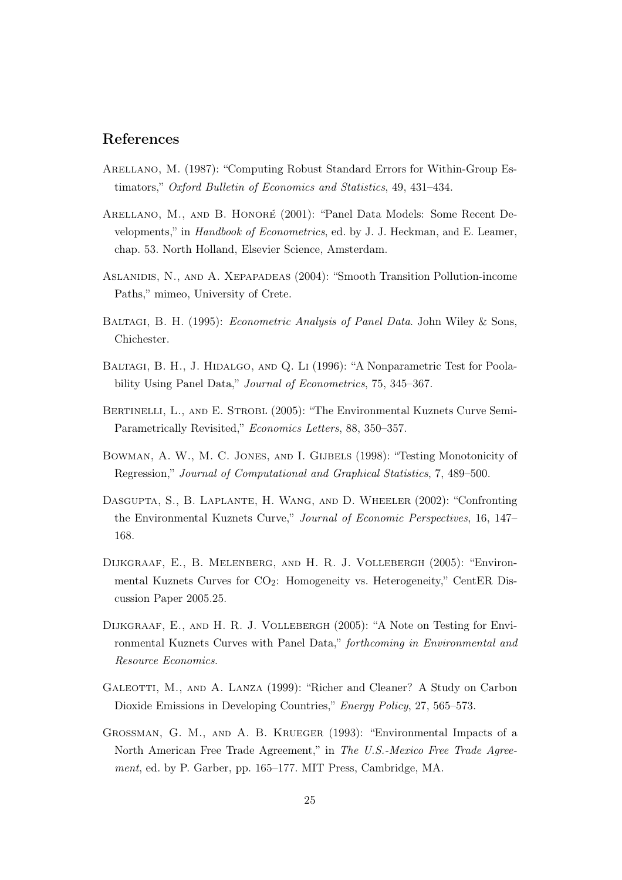## References

Arellano, M. (1987): "Computing Robust Standard Errors for Within-Group Estimators," *Oxford Bulletin of Economics and Statistics*, 49, 431–434.

Arellano, M., and B. Honoré (2001): "Panel Data Models: Some Recent Developments," in *Handbook of Econometrics*, ed. by J. J. Heckman, and E. Leamer, chap. 53. North Holland, Elsevier Science, Amsterdam.

Aslanidis, N., and A. Xepapadeas (2004): "Smooth Transition Pollution-income Paths," mimeo, University of Crete.

Baltagi, B. H. (1995): *Econometric Analysis of Panel Data*. John Wiley & Sons, Chichester.

Baltagi, B. H., J. Hidalgo, and Q. Li (1996): "A Nonparametric Test for Poolability Using Panel Data," *Journal of Econometrics*, 75, 345–367.

Bertinelli, L., and E. Strobl (2005): "The Environmental Kuznets Curve Semi-Parametrically Revisited," *Economics Letters*, 88, 350–357.

Bowman, A. W., M. C. Jones, and I. Gijbels (1998): "Testing Monotonicity of Regression," *Journal of Computational and Graphical Statistics*, 7, 489–500.

Dasgupta, S., B. Laplante, H. Wang, and D. Wheeler (2002): "Confronting the Environmental Kuznets Curve," *Journal of Economic Perspectives*, 16, 147–168.

Dijkgraaf, E., B. Melenberg, and H. R. J. Vollebergh (2005): "Environmental Kuznets Curves for $CO_2$: Homogeneity vs. Heterogeneity," CentER Discussion Paper 2005.25.

Dijkgraaf, E., and H. R. J. Vollebergh (2005): "A Note on Testing for Environmental Kuznets Curves with Panel Data," *forthcoming in Environmental and Resource Economics*.

Galeotti, M., and A. Lanza (1999): "Richer and Cleaner? A Study on Carbon Dioxide Emissions in Developing Countries," *Energy Policy*, 27, 565–573.

Grossman, G. M., and A. B. Krueger (1993): "Environmental Impacts of a North American Free Trade Agreement," in *The U.S.-Mexico Free Trade Agreement*, ed. by P. Garber, pp. 165–177. MIT Press, Cambridge, MA.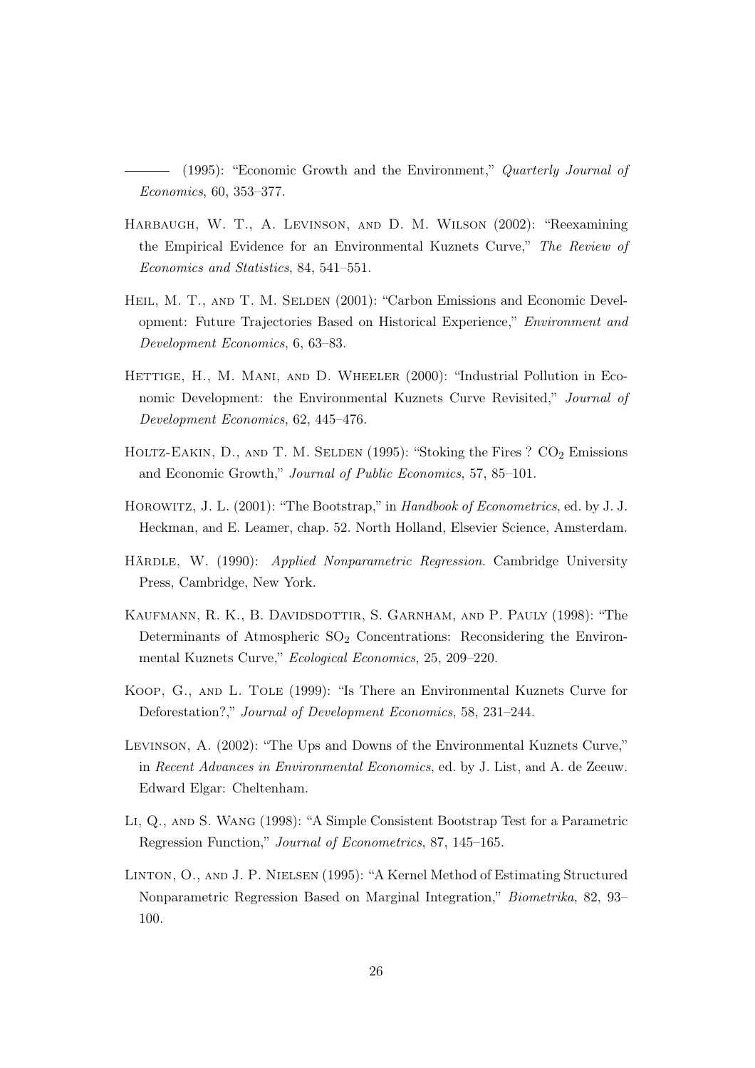——— (1995): "Economic Growth and the Environment," *Quarterly Journal of Economics*, 60, 353–377.

Harbaugh, W. T., A. Levinson, and D. M. Wilson (2002): "Reexamining the Empirical Evidence for an Environmental Kuznets Curve," *The Review of Economics and Statistics*, 84, 541–551.

Heil, M. T., and T. M. Selden (2001): "Carbon Emissions and Economic Development: Future Trajectories Based on Historical Experience," *Environment and Development Economics*, 6, 63–83.

Hettige, H., M. Mani, and D. Wheeler (2000): "Industrial Pollution in Economic Development: the Environmental Kuznets Curve Revisited," *Journal of Development Economics*, 62, 445–476.

Holtz-Eakin, D., and T. M. Selden (1995): "Stoking the Fires ? $CO_2$ Emissions and Economic Growth," *Journal of Public Economics*, 57, 85–101.

Horowitz, J. L. (2001): "The Bootstrap," in *Handbook of Econometrics*, ed. by J. J. Heckman, and E. Leamer, chap. 52. North Holland, Elsevier Science, Amsterdam.

Hărdle, W. (1990): *Applied Nonparametric Regression*. Cambridge University Press, Cambridge, New York.

Kaufmann, R. K., B. Davidsdottir, S. Garnham, and P. Pauly (1998): "The Determinants of Atmospheric $SO_2$ Concentrations: Reconsidering the Environmental Kuznets Curve," *Ecological Economics*, 25, 209–220.

Koop, G., and L. Tole (1999): "Is There an Environmental Kuznets Curve for Deforestation?," *Journal of Development Economics*, 58, 231–244.

Levinson, A. (2002): "The Ups and Downs of the Environmental Kuznets Curve," in *Recent Advances in Environmental Economics*, ed. by J. List, and A. de Zeeuw. Edward Elgar: Cheltenham.

Li, Q., and S. Wang (1998): "A Simple Consistent Bootstrap Test for a Parametric Regression Function," *Journal of Econometrics*, 87, 145–165.

Linton, O., and J. P. Nielsen (1995): "A Kernel Method of Estimating Structured Nonparametric Regression Based on Marginal Integration," *Biometrika*, 82, 93–100.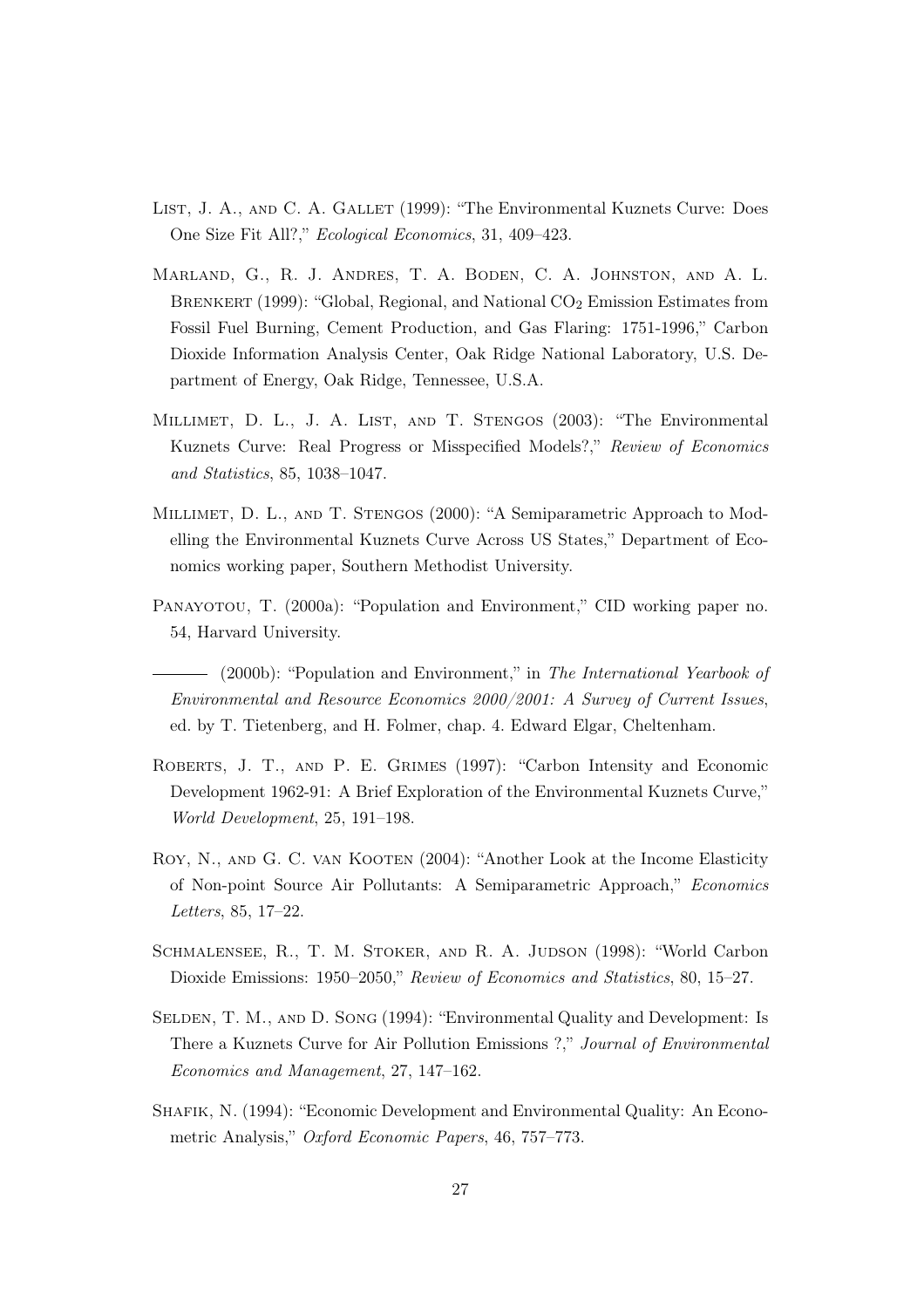List, J. A., and C. A. Gallet (1999): "The Environmental Kuznets Curve: Does One Size Fit All?," *Ecological Economics*, 31, 409–423.

Marland, G., R. J. Andres, T. A. Boden, C. A. Johnston, and A. L. Brenkert (1999): "Global, Regional, and National $CO_2$ Emission Estimates from Fossil Fuel Burning, Cement Production, and Gas Flaring: 1751-1996," Carbon Dioxide Information Analysis Center, Oak Ridge National Laboratory, U.S. Department of Energy, Oak Ridge, Tennessee, U.S.A.

Millimet, D. L., J. A. List, and T. Stengos (2003): "The Environmental Kuznets Curve: Real Progress or Misspecified Models?," *Review of Economics and Statistics*, 85, 1038–1047.

Millimet, D. L., and T. Stengos (2000): "A Semiparametric Approach to Modelling the Environmental Kuznets Curve Across US States," Department of Economics working paper, Southern Methodist University.

Panayotou, T. (2000a): "Population and Environment," CID working paper no. 54, Harvard University.

——— (2000b): "Population and Environment," in *The International Yearbook of Environmental and Resource Economics 2000/2001: A Survey of Current Issues*, ed. by T. Tietenberg, and H. Folmer, chap. 4. Edward Elgar, Cheltenham.

Roberts, J. T., and P. E. Grimes (1997): "Carbon Intensity and Economic Development 1962-91: A Brief Exploration of the Environmental Kuznets Curve," *World Development*, 25, 191–198.

Roy, N., and G. C. van Kooten (2004): "Another Look at the Income Elasticity of Non-point Source Air Pollutants: A Semiparametric Approach," *Economics Letters*, 85, 17–22.

Schmalensee, R., T. M. Stoker, and R. A. Judson (1998): "World Carbon Dioxide Emissions: 1950–2050," *Review of Economics and Statistics*, 80, 15–27.

Selden, T. M., and D. Song (1994): "Environmental Quality and Development: Is There a Kuznets Curve for Air Pollution Emissions ?," *Journal of Environmental Economics and Management*, 27, 147–162.

Shafik, N. (1994): "Economic Development and Environmental Quality: An Econometric Analysis," *Oxford Economic Papers*, 46, 757–773.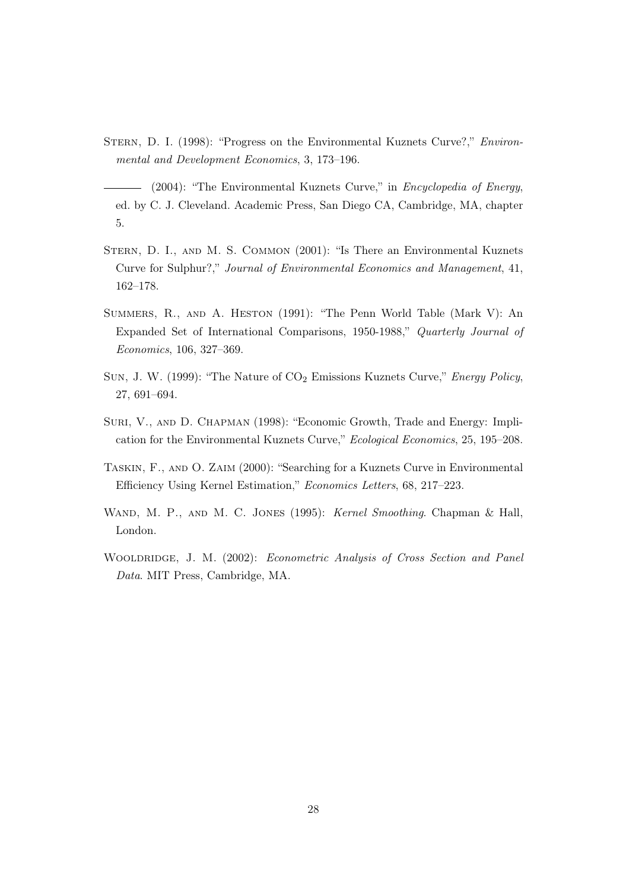Stern, D. I. (1998): "Progress on the Environmental Kuznets Curve?," *Environmental and Development Economics*, 3, 173–196.

——— (2004): "The Environmental Kuznets Curve," in *Encyclopedia of Energy*, ed. by C. J. Cleveland. Academic Press, San Diego CA, Cambridge, MA, chapter 5.

Stern, D. I., and M. S. Common (2001): "Is There an Environmental Kuznets Curve for Sulphur?," *Journal of Environmental Economics and Management*, 41, 162–178.

Summers, R., and A. Heston (1991): "The Penn World Table (Mark V): An Expanded Set of International Comparisons, 1950-1988," *Quarterly Journal of Economics*, 106, 327–369.

Sun, J. W. (1999): "The Nature of $CO_2$ Emissions Kuznets Curve," *Energy Policy*, 27, 691–694.

Suri, V., and D. Chapman (1998): "Economic Growth, Trade and Energy: Implication for the Environmental Kuznets Curve," *Ecological Economics*, 25, 195–208.

Taskin, F., and O. Zaim (2000): "Searching for a Kuznets Curve in Environmental Efficiency Using Kernel Estimation," *Economics Letters*, 68, 217–223.

Wand, M. P., and M. C. Jones (1995): *Kernel Smoothing*. Chapman & Hall, London.

Wooldridge, J. M. (2002): *Econometric Analysis of Cross Section and Panel Data*. MIT Press, Cambridge, MA.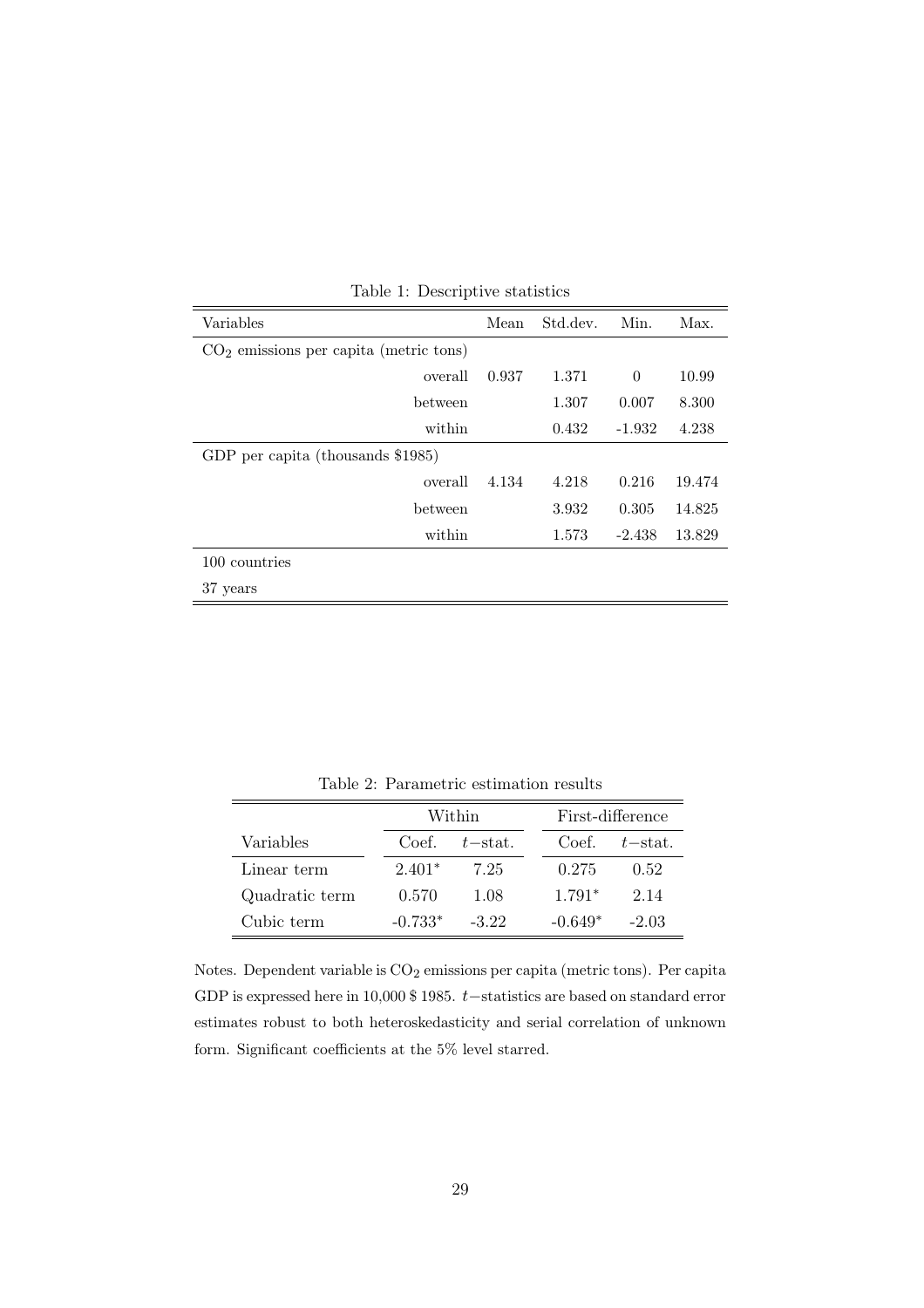Table 1: Descriptive statistics

| Variables | Mean | Std.dev. | Min. | Max. |
|---|---|---|---|---|
| $CO_2$ emissions per capita (metric tons) | | | | |
| overall | 0.937 | 1.371 | 0 | 10.99 |
| between | | 1.307 | 0.007 | 8.300 |
| within | | 0.432 | -1.932 | 4.238 |
| GDP per capita (thousands $1985) | | | | |
| overall | 4.134 | 4.218 | 0.216 | 19.474 |
| between | | 3.932 | 0.305 | 14.825 |
| within | | 1.573 | -2.438 | 13.829 |
| 100 countries | | | | |
| 37 years | | | | |

Table 2: Parametric estimation results

| | Within | | First-difference | |
|---|---|---|---|---|
| Variables | Coef. | $t$−stat. | Coef. | $t$−stat. |
| Linear term | 2.401* | 7.25 | 0.275 | 0.52 |
| Quadratic term | 0.570 | 1.08 | 1.791* | 2.14 |
| Cubic term | -0.733* | -3.22 | -0.649* | -2.03 |

Notes. Dependent variable is $CO_2$ emissions per capita (metric tons). Per capita GDP is expressed here in 10,000 $ 1985. $t$−statistics are based on standard error estimates robust to both heteroskedasticity and serial correlation of unknown form. Significant coefficients at the 5% level starred.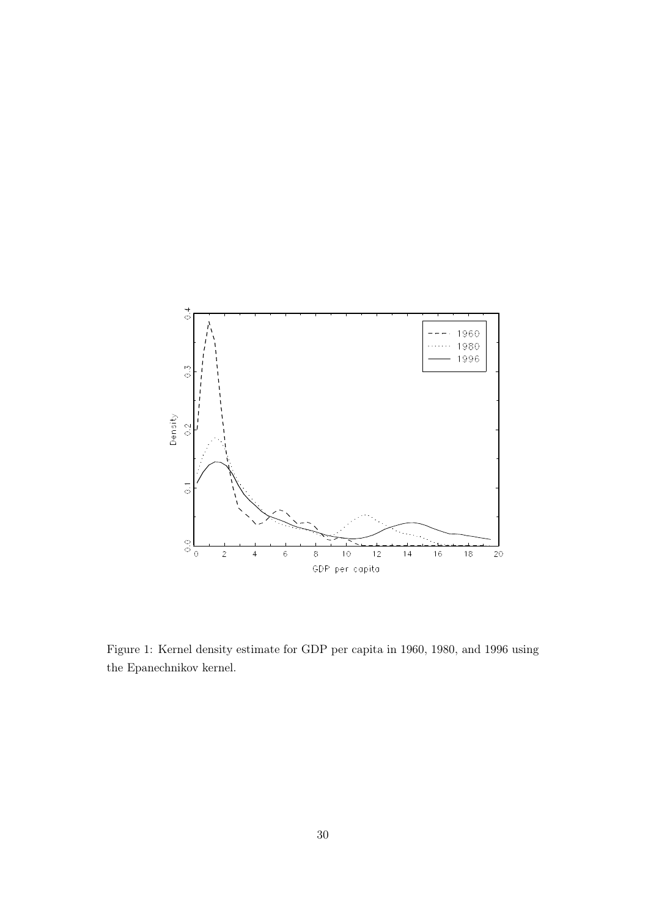Figure 1: Kernel density estimate for GDP per capita in 1960, 1980, and 1996 using the Epanechnikov kernel.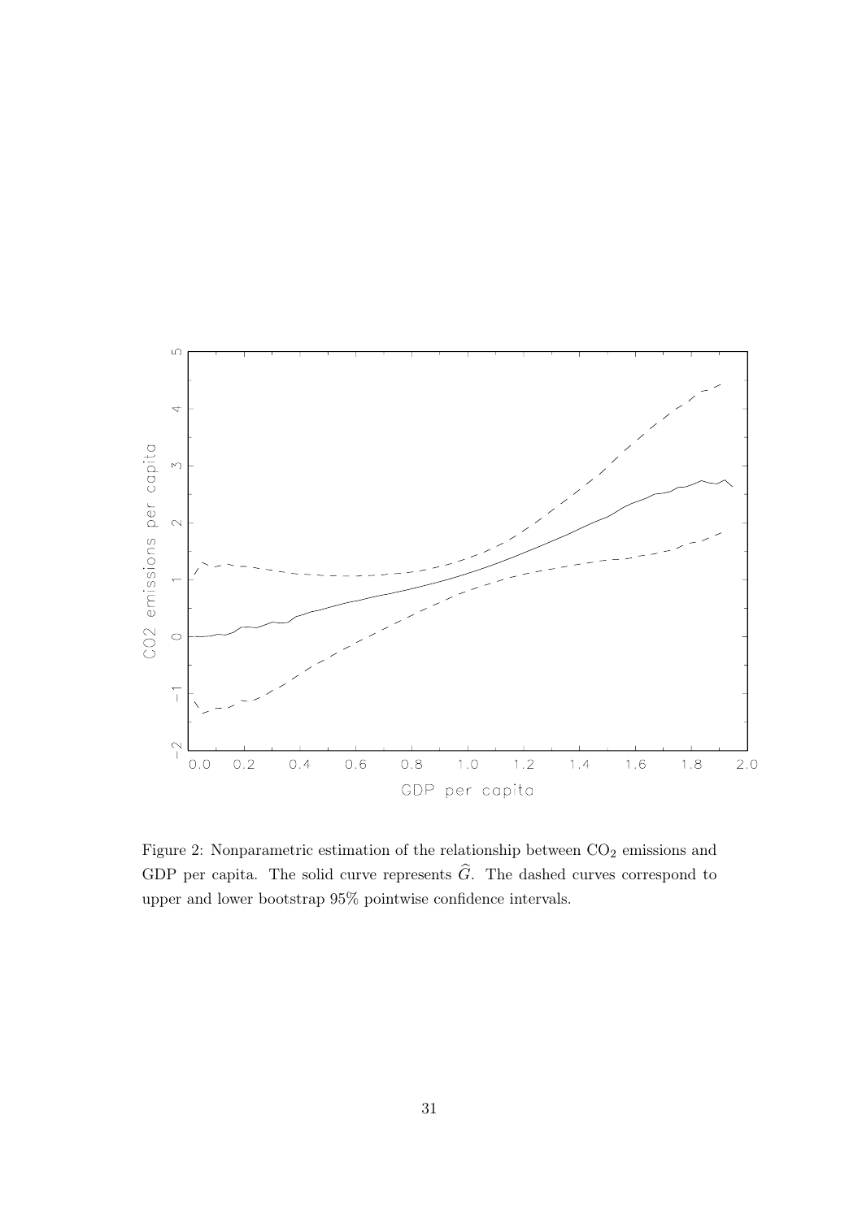Figure 2: Nonparametric estimation of the relationship between $CO_2$ emissions and GDP per capita. The solid curve represents $\widehat{G}$. The dashed curves correspond to upper and lower bootstrap 95% pointwise confidence intervals.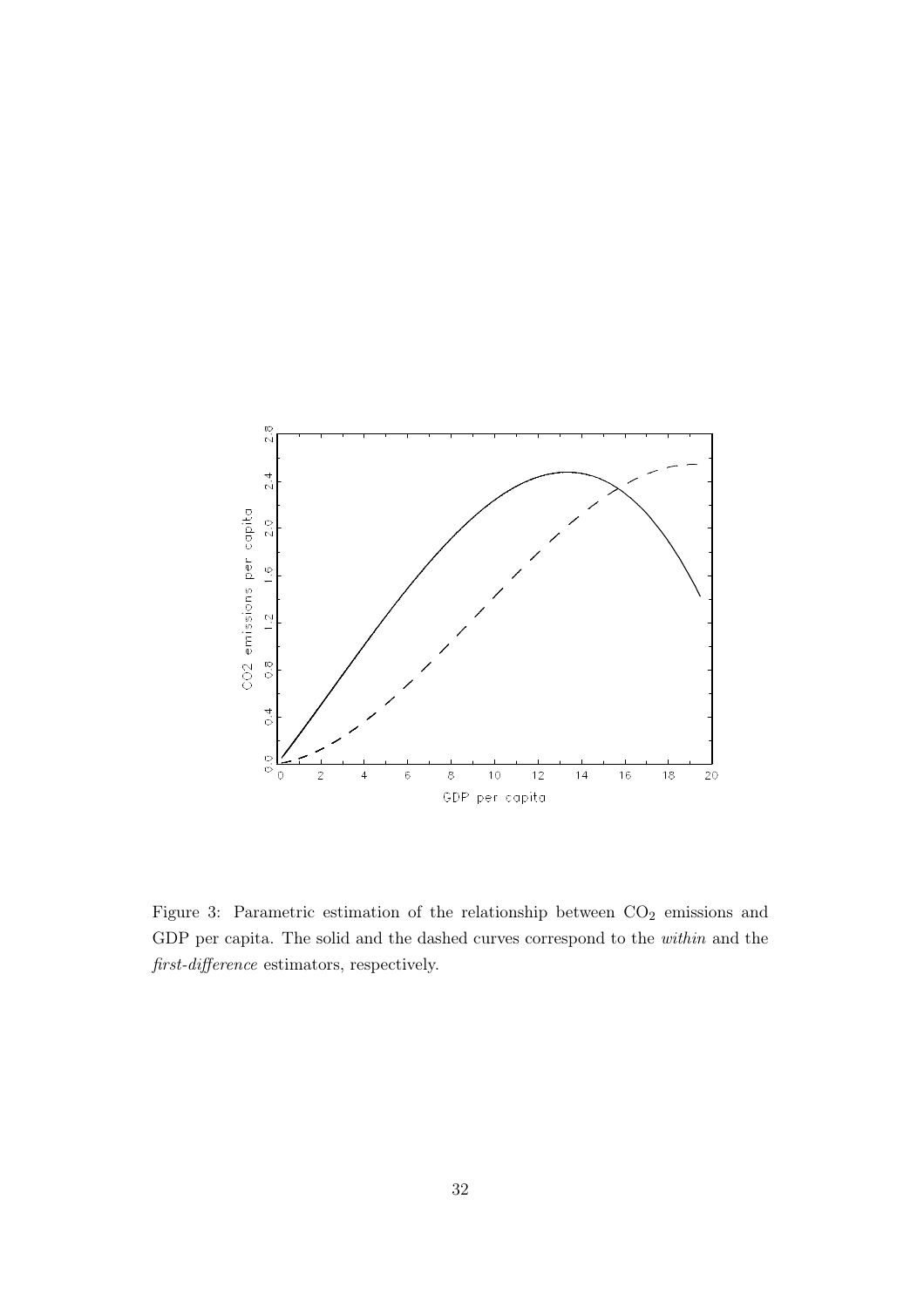CO2 emissions per capita

0.0
0.4
0.8
1.2
1.6
2.0
2.4
2.8

GDP per capita

0
2
4
6
8
10
12
14
16
18
20

Figure 3: Parametric estimation of the relationship between $CO_2$ emissions and GDP per capita. The solid and the dashed curves correspond to the *within* and the *first-difference* estimators, respectively.